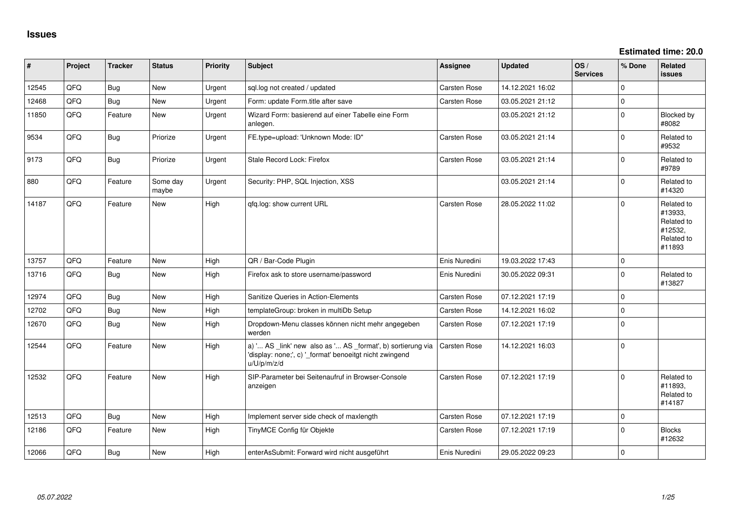# Issues

**Estimated time: 20.0**

| # | Project | Tracker | Status | Priority | Subject | Assignee | Updated | OS / Services | % Done | Related issues |
|---|---|---|---|---|---|---|---|---|---|---|
| 12545 | QFQ | Bug | New | Urgent | sql.log not created / updated | Carsten Rose | 14.12.2021 16:02 | | 0 | |
| 12468 | QFQ | Bug | New | Urgent | Form: update Form.title after save | Carsten Rose | 03.05.2021 21:12 | | 0 | |
| 11850 | QFQ | Feature | New | Urgent | Wizard Form: basierend auf einer Tabelle eine Form anlegen. | | 03.05.2021 21:12 | | 0 | Blocked by #8082 |
| 9534 | QFQ | Bug | Priorize | Urgent | FE.type=upload: 'Unknown Mode: ID" | Carsten Rose | 03.05.2021 21:14 | | 0 | Related to #9532 |
| 9173 | QFQ | Bug | Priorize | Urgent | Stale Record Lock: Firefox | Carsten Rose | 03.05.2021 21:14 | | 0 | Related to #9789 |
| 880 | QFQ | Feature | Some day maybe | Urgent | Security: PHP, SQL Injection, XSS | | 03.05.2021 21:14 | | 0 | Related to #14320 |
| 14187 | QFQ | Feature | New | High | qfq.log: show current URL | Carsten Rose | 28.05.2022 11:02 | | 0 | Related to #13933, Related to #12532, Related to #11893 |
| 13757 | QFQ | Feature | New | High | QR / Bar-Code Plugin | Enis Nuredini | 19.03.2022 17:43 | | 0 | |
| 13716 | QFQ | Bug | New | High | Firefox ask to store username/password | Enis Nuredini | 30.05.2022 09:31 | | 0 | Related to #13827 |
| 12974 | QFQ | Bug | New | High | Sanitize Queries in Action-Elements | Carsten Rose | 07.12.2021 17:19 | | 0 | |
| 12702 | QFQ | Bug | New | High | templateGroup: broken in multiDb Setup | Carsten Rose | 14.12.2021 16:02 | | 0 | |
| 12670 | QFQ | Bug | New | High | Dropdown-Menu classes können nicht mehr angegeben werden | Carsten Rose | 07.12.2021 17:19 | | 0 | |
| 12544 | QFQ | Feature | New | High | a) '... AS _link' new also as '... AS _format', b) sortierung via 'display: none;', c) '_format' benoeitgt nicht zwingend u/U/p/m/z/d | Carsten Rose | 14.12.2021 16:03 | | 0 | |
| 12532 | QFQ | Feature | New | High | SIP-Parameter bei Seitenaufruf in Browser-Console anzeigen | Carsten Rose | 07.12.2021 17:19 | | 0 | Related to #11893, Related to #14187 |
| 12513 | QFQ | Bug | New | High | Implement server side check of maxlength | Carsten Rose | 07.12.2021 17:19 | | 0 | |
| 12186 | QFQ | Feature | New | High | TinyMCE Config für Objekte | Carsten Rose | 07.12.2021 17:19 | | 0 | Blocks #12632 |
| 12066 | QFQ | Bug | New | High | enterAsSubmit: Forward wird nicht ausgeführt | Enis Nuredini | 29.05.2022 09:23 | | 0 | |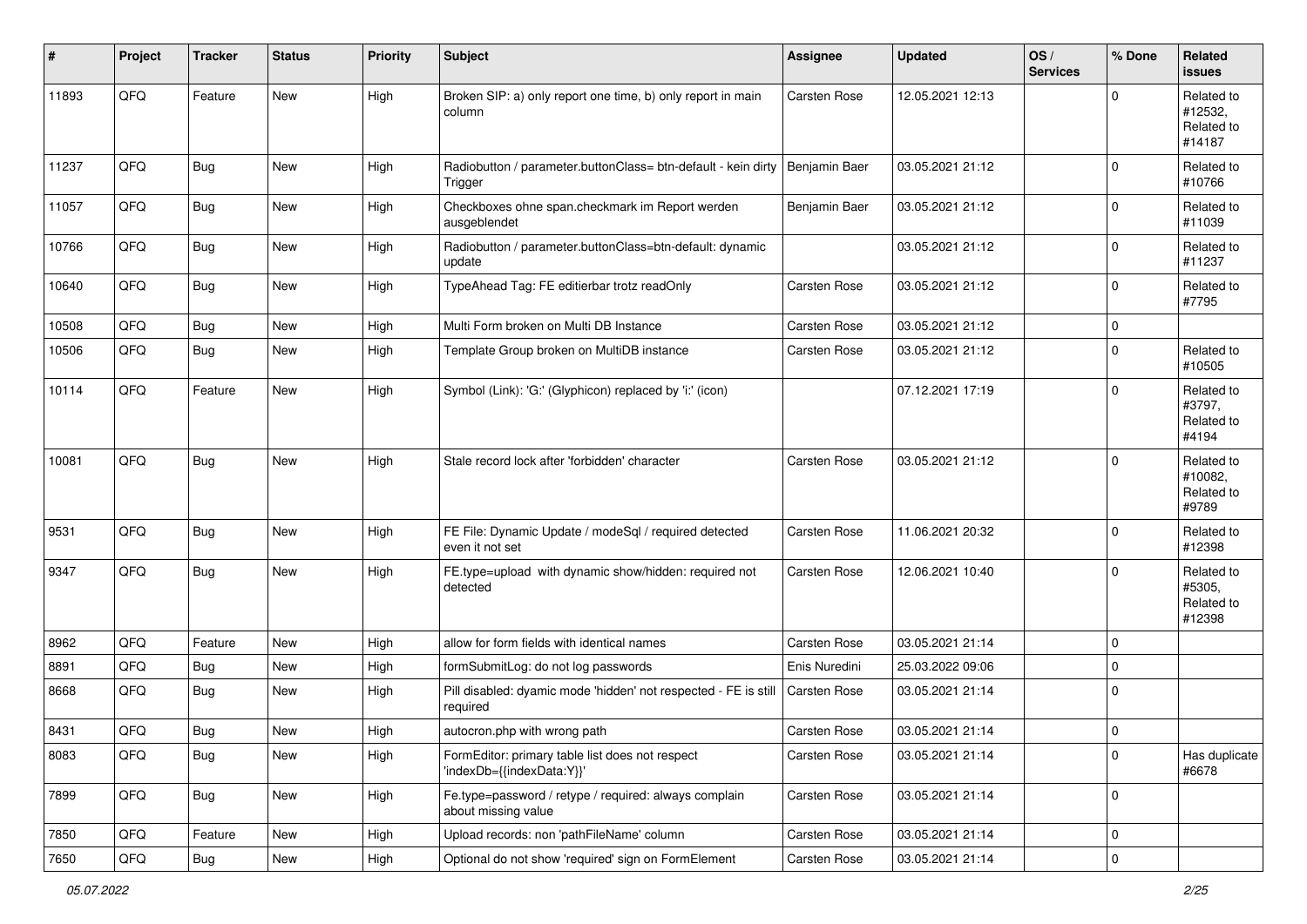| # | Project | Tracker | Status | Priority | Subject | Assignee | Updated | OS / Services | % Done | Related issues |
|---|---|---|---|---|---|---|---|---|---|---|
| 11893 | QFQ | Feature | New | High | Broken SIP: a) only report one time, b) only report in main column | Carsten Rose | 12.05.2021 12:13 | | 0 | Related to #12532, Related to #14187 |
| 11237 | QFQ | Bug | New | High | Radiobutton / parameter.buttonClass= btn-default - kein dirty Trigger | Benjamin Baer | 03.05.2021 21:12 | | 0 | Related to #10766 |
| 11057 | QFQ | Bug | New | High | Checkboxes ohne span.checkmark im Report werden ausgeblendet | Benjamin Baer | 03.05.2021 21:12 | | 0 | Related to #11039 |
| 10766 | QFQ | Bug | New | High | Radiobutton / parameter.buttonClass=btn-default: dynamic update | | 03.05.2021 21:12 | | 0 | Related to #11237 |
| 10640 | QFQ | Bug | New | High | TypeAhead Tag: FE editierbar trotz readOnly | Carsten Rose | 03.05.2021 21:12 | | 0 | Related to #7795 |
| 10508 | QFQ | Bug | New | High | Multi Form broken on Multi DB Instance | Carsten Rose | 03.05.2021 21:12 | | 0 | |
| 10506 | QFQ | Bug | New | High | Template Group broken on MultiDB instance | Carsten Rose | 03.05.2021 21:12 | | 0 | Related to #10505 |
| 10114 | QFQ | Feature | New | High | Symbol (Link): 'G:' (Glyphicon) replaced by 'i:' (icon) | | 07.12.2021 17:19 | | 0 | Related to #3797, Related to #4194 |
| 10081 | QFQ | Bug | New | High | Stale record lock after 'forbidden' character | Carsten Rose | 03.05.2021 21:12 | | 0 | Related to #10082, Related to #9789 |
| 9531 | QFQ | Bug | New | High | FE File: Dynamic Update / modeSql / required detected even it not set | Carsten Rose | 11.06.2021 20:32 | | 0 | Related to #12398 |
| 9347 | QFQ | Bug | New | High | FE.type=upload with dynamic show/hidden: required not detected | Carsten Rose | 12.06.2021 10:40 | | 0 | Related to #5305, Related to #12398 |
| 8962 | QFQ | Feature | New | High | allow for form fields with identical names | Carsten Rose | 03.05.2021 21:14 | | 0 | |
| 8891 | QFQ | Bug | New | High | formSubmitLog: do not log passwords | Enis Nuredini | 25.03.2022 09:06 | | 0 | |
| 8668 | QFQ | Bug | New | High | Pill disabled: dyamic mode 'hidden' not respected - FE is still required | Carsten Rose | 03.05.2021 21:14 | | 0 | |
| 8431 | QFQ | Bug | New | High | autocron.php with wrong path | Carsten Rose | 03.05.2021 21:14 | | 0 | |
| 8083 | QFQ | Bug | New | High | FormEditor: primary table list does not respect 'indexDb={{indexData:Y}}' | Carsten Rose | 03.05.2021 21:14 | | 0 | Has duplicate #6678 |
| 7899 | QFQ | Bug | New | High | Fe.type=password / retype / required: always complain about missing value | Carsten Rose | 03.05.2021 21:14 | | 0 | |
| 7850 | QFQ | Feature | New | High | Upload records: non 'pathFileName' column | Carsten Rose | 03.05.2021 21:14 | | 0 | |
| 7650 | QFQ | Bug | New | High | Optional do not show 'required' sign on FormElement | Carsten Rose | 03.05.2021 21:14 | | 0 | |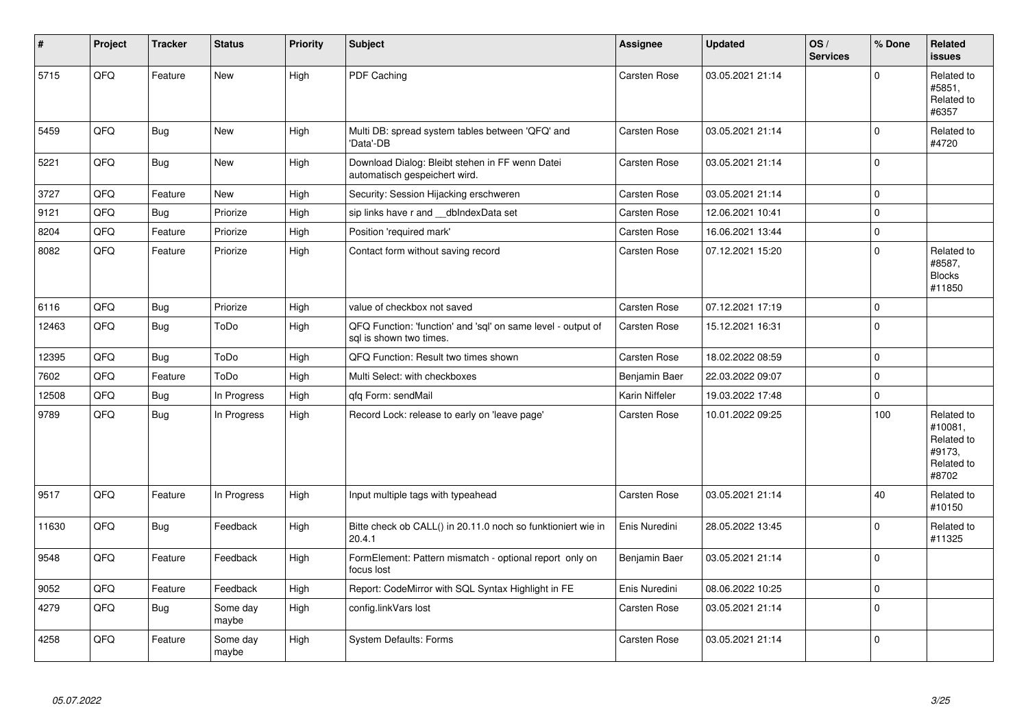| # | Project | Tracker | Status | Priority | Subject | Assignee | Updated | OS / Services | % Done | Related issues |
|---|---|---|---|---|---|---|---|---|---|---|
| 5715 | QFQ | Feature | New | High | PDF Caching | Carsten Rose | 03.05.2021 21:14 | | 0 | Related to #5851, Related to #6357 |
| 5459 | QFQ | Bug | New | High | Multi DB: spread system tables between 'QFQ' and 'Data'-DB | Carsten Rose | 03.05.2021 21:14 | | 0 | Related to #4720 |
| 5221 | QFQ | Bug | New | High | Download Dialog: Bleibt stehen in FF wenn Datei automatisch gespeichert wird. | Carsten Rose | 03.05.2021 21:14 | | 0 | |
| 3727 | QFQ | Feature | New | High | Security: Session Hijacking erschweren | Carsten Rose | 03.05.2021 21:14 | | 0 | |
| 9121 | QFQ | Bug | Priorize | High | sip links have r and __dbIndexData set | Carsten Rose | 12.06.2021 10:41 | | 0 | |
| 8204 | QFQ | Feature | Priorize | High | Position 'required mark' | Carsten Rose | 16.06.2021 13:44 | | 0 | |
| 8082 | QFQ | Feature | Priorize | High | Contact form without saving record | Carsten Rose | 07.12.2021 15:20 | | 0 | Related to #8587, Blocks #11850 |
| 6116 | QFQ | Bug | Priorize | High | value of checkbox not saved | Carsten Rose | 07.12.2021 17:19 | | 0 | |
| 12463 | QFQ | Bug | ToDo | High | QFQ Function: 'function' and 'sql' on same level - output of sql is shown two times. | Carsten Rose | 15.12.2021 16:31 | | 0 | |
| 12395 | QFQ | Bug | ToDo | High | QFQ Function: Result two times shown | Carsten Rose | 18.02.2022 08:59 | | 0 | |
| 7602 | QFQ | Feature | ToDo | High | Multi Select: with checkboxes | Benjamin Baer | 22.03.2022 09:07 | | 0 | |
| 12508 | QFQ | Bug | In Progress | High | qfq Form: sendMail | Karin Niffeler | 19.03.2022 17:48 | | 0 | |
| 9789 | QFQ | Bug | In Progress | High | Record Lock: release to early on 'leave page' | Carsten Rose | 10.01.2022 09:25 | | 100 | Related to #10081, Related to #9173, Related to #8702 |
| 9517 | QFQ | Feature | In Progress | High | Input multiple tags with typeahead | Carsten Rose | 03.05.2021 21:14 | | 40 | Related to #10150 |
| 11630 | QFQ | Bug | Feedback | High | Bitte check ob CALL() in 20.11.0 noch so funktioniert wie in 20.4.1 | Enis Nuredini | 28.05.2022 13:45 | | 0 | Related to #11325 |
| 9548 | QFQ | Feature | Feedback | High | FormElement: Pattern mismatch - optional report only on focus lost | Benjamin Baer | 03.05.2021 21:14 | | 0 | |
| 9052 | QFQ | Feature | Feedback | High | Report: CodeMirror with SQL Syntax Highlight in FE | Enis Nuredini | 08.06.2022 10:25 | | 0 | |
| 4279 | QFQ | Bug | Some day maybe | High | config.linkVars lost | Carsten Rose | 03.05.2021 21:14 | | 0 | |
| 4258 | QFQ | Feature | Some day maybe | High | System Defaults: Forms | Carsten Rose | 03.05.2021 21:14 | | 0 | |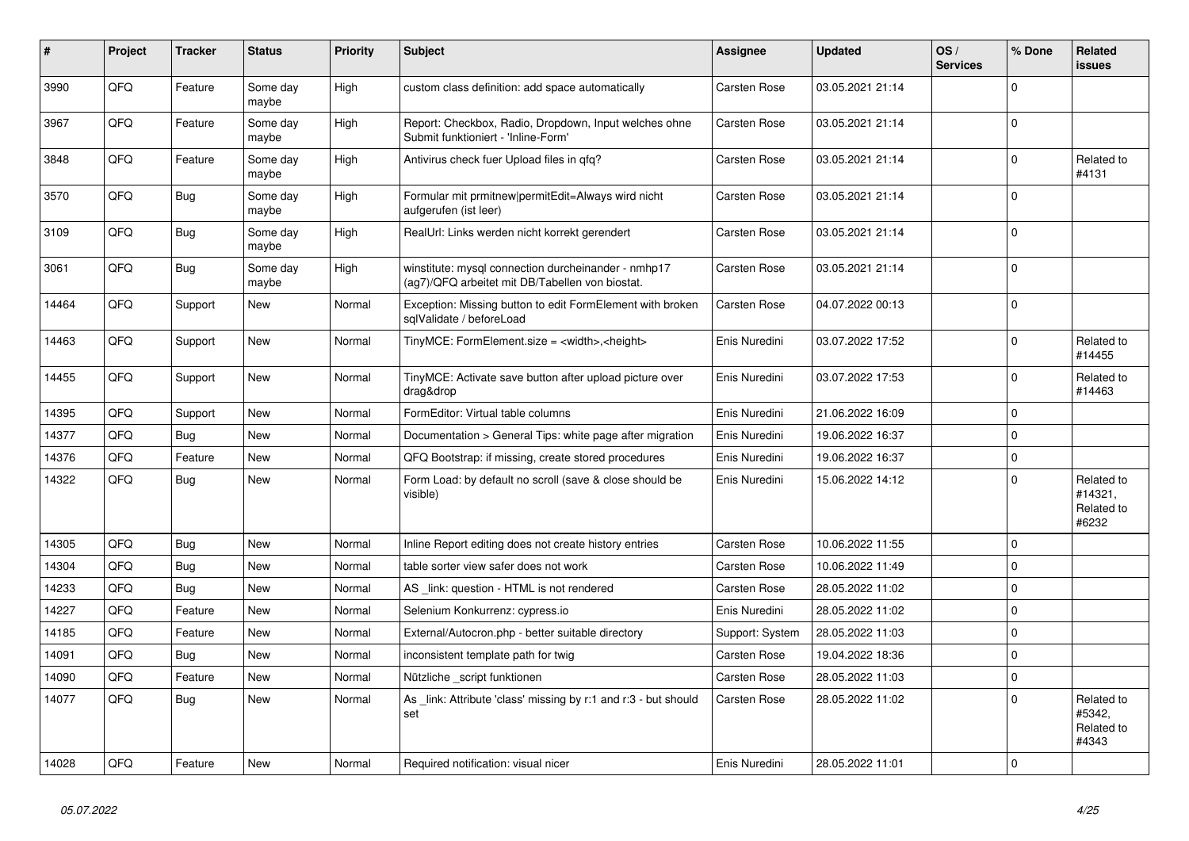| # | Project | Tracker | Status | Priority | Subject | Assignee | Updated | OS / Services | % Done | Related issues |
|---|---|---|---|---|---|---|---|---|---|---|
| 3990 | QFQ | Feature | Some day maybe | High | custom class definition: add space automatically | Carsten Rose | 03.05.2021 21:14 | | 0 | |
| 3967 | QFQ | Feature | Some day maybe | High | Report: Checkbox, Radio, Dropdown, Input welches ohne Submit funktioniert - 'Inline-Form' | Carsten Rose | 03.05.2021 21:14 | | 0 | |
| 3848 | QFQ | Feature | Some day maybe | High | Antivirus check fuer Upload files in qfq? | Carsten Rose | 03.05.2021 21:14 | | 0 | Related to #4131 |
| 3570 | QFQ | Bug | Some day maybe | High | Formular mit prmitnew\|permitEdit=Always wird nicht aufgerufen (ist leer) | Carsten Rose | 03.05.2021 21:14 | | 0 | |
| 3109 | QFQ | Bug | Some day maybe | High | RealUrl: Links werden nicht korrekt gerendert | Carsten Rose | 03.05.2021 21:14 | | 0 | |
| 3061 | QFQ | Bug | Some day maybe | High | winstitute: mysql connection durcheinander - nmhp17 (ag7)/QFQ arbeitet mit DB/Tabellen von biostat. | Carsten Rose | 03.05.2021 21:14 | | 0 | |
| 14464 | QFQ | Support | New | Normal | Exception: Missing button to edit FormElement with broken sqlValidate / beforeLoad | Carsten Rose | 04.07.2022 00:13 | | 0 | |
| 14463 | QFQ | Support | New | Normal | TinyMCE: FormElement.size = <width>,<height> | Enis Nuredini | 03.07.2022 17:52 | | 0 | Related to #14455 |
| 14455 | QFQ | Support | New | Normal | TinyMCE: Activate save button after upload picture over drag&drop | Enis Nuredini | 03.07.2022 17:53 | | 0 | Related to #14463 |
| 14395 | QFQ | Support | New | Normal | FormEditor: Virtual table columns | Enis Nuredini | 21.06.2022 16:09 | | 0 | |
| 14377 | QFQ | Bug | New | Normal | Documentation > General Tips: white page after migration | Enis Nuredini | 19.06.2022 16:37 | | 0 | |
| 14376 | QFQ | Feature | New | Normal | QFQ Bootstrap: if missing, create stored procedures | Enis Nuredini | 19.06.2022 16:37 | | 0 | |
| 14322 | QFQ | Bug | New | Normal | Form Load: by default no scroll (save & close should be visible) | Enis Nuredini | 15.06.2022 14:12 | | 0 | Related to #14321, Related to #6232 |
| 14305 | QFQ | Bug | New | Normal | Inline Report editing does not create history entries | Carsten Rose | 10.06.2022 11:55 | | 0 | |
| 14304 | QFQ | Bug | New | Normal | table sorter view safer does not work | Carsten Rose | 10.06.2022 11:49 | | 0 | |
| 14233 | QFQ | Bug | New | Normal | AS _link: question - HTML is not rendered | Carsten Rose | 28.05.2022 11:02 | | 0 | |
| 14227 | QFQ | Feature | New | Normal | Selenium Konkurrenz: cypress.io | Enis Nuredini | 28.05.2022 11:02 | | 0 | |
| 14185 | QFQ | Feature | New | Normal | External/Autocron.php - better suitable directory | Support: System | 28.05.2022 11:03 | | 0 | |
| 14091 | QFQ | Bug | New | Normal | inconsistent template path for twig | Carsten Rose | 19.04.2022 18:36 | | 0 | |
| 14090 | QFQ | Feature | New | Normal | Nützliche _script funktionen | Carsten Rose | 28.05.2022 11:03 | | 0 | |
| 14077 | QFQ | Bug | New | Normal | As _link: Attribute 'class' missing by r:1 and r:3 - but should set | Carsten Rose | 28.05.2022 11:02 | | 0 | Related to #5342, Related to #4343 |
| 14028 | QFQ | Feature | New | Normal | Required notification: visual nicer | Enis Nuredini | 28.05.2022 11:01 | | 0 | |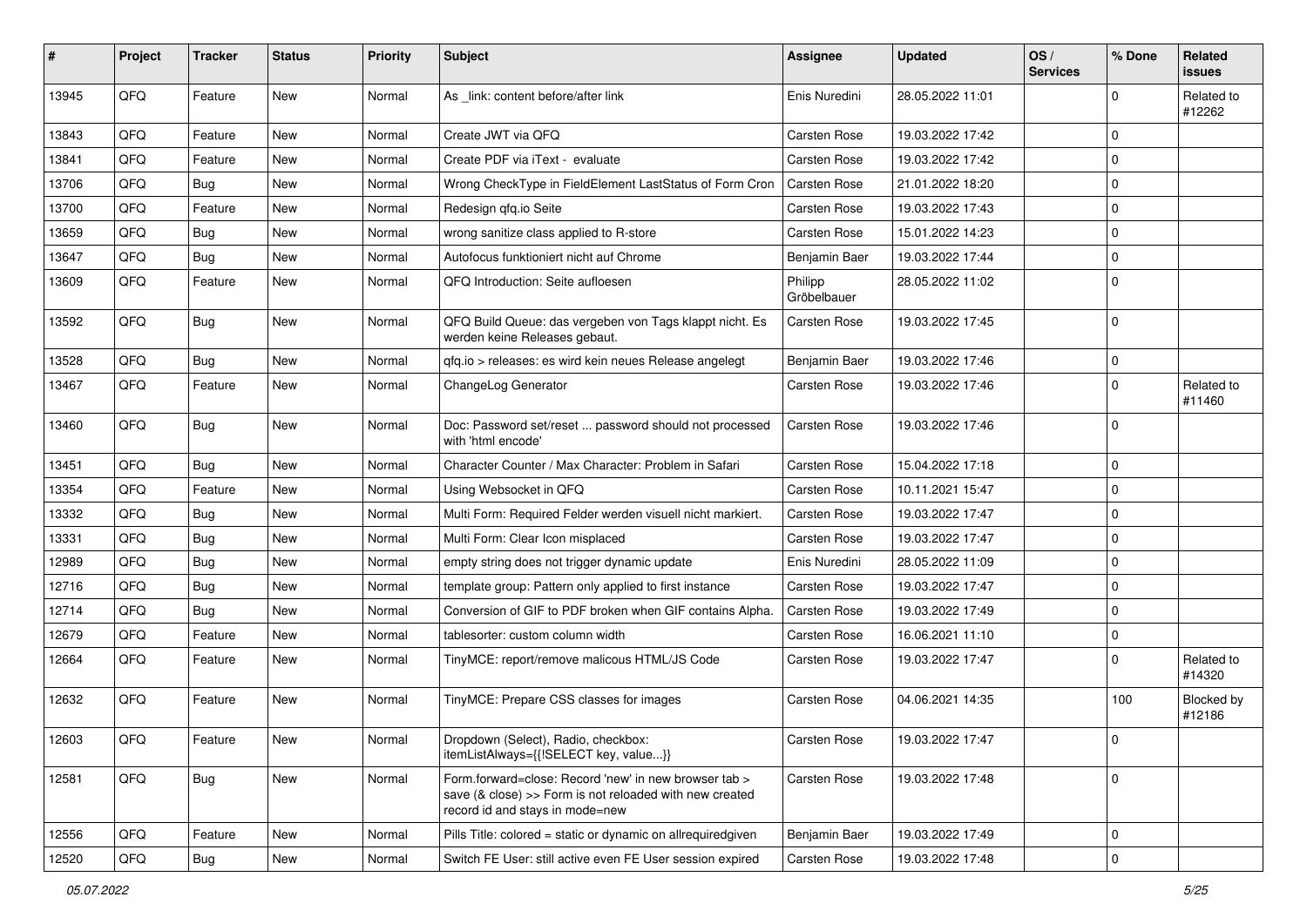| # | Project | Tracker | Status | Priority | Subject | Assignee | Updated | OS / Services | % Done | Related issues |
|---|---|---|---|---|---|---|---|---|---|---|
| 13945 | QFQ | Feature | New | Normal | As _link: content before/after link | Enis Nuredini | 28.05.2022 11:01 | | 0 | Related to #12262 |
| 13843 | QFQ | Feature | New | Normal | Create JWT via QFQ | Carsten Rose | 19.03.2022 17:42 | | 0 | |
| 13841 | QFQ | Feature | New | Normal | Create PDF via iText - evaluate | Carsten Rose | 19.03.2022 17:42 | | 0 | |
| 13706 | QFQ | Bug | New | Normal | Wrong CheckType in FieldElement LastStatus of Form Cron | Carsten Rose | 21.01.2022 18:20 | | 0 | |
| 13700 | QFQ | Feature | New | Normal | Redesign qfq.io Seite | Carsten Rose | 19.03.2022 17:43 | | 0 | |
| 13659 | QFQ | Bug | New | Normal | wrong sanitize class applied to R-store | Carsten Rose | 15.01.2022 14:23 | | 0 | |
| 13647 | QFQ | Bug | New | Normal | Autofocus funktioniert nicht auf Chrome | Benjamin Baer | 19.03.2022 17:44 | | 0 | |
| 13609 | QFQ | Feature | New | Normal | QFQ Introduction: Seite aufloesen | Philipp Gröbelbauer | 28.05.2022 11:02 | | 0 | |
| 13592 | QFQ | Bug | New | Normal | QFQ Build Queue: das vergeben von Tags klappt nicht. Es werden keine Releases gebaut. | Carsten Rose | 19.03.2022 17:45 | | 0 | |
| 13528 | QFQ | Bug | New | Normal | qfq.io > releases: es wird kein neues Release angelegt | Benjamin Baer | 19.03.2022 17:46 | | 0 | |
| 13467 | QFQ | Feature | New | Normal | ChangeLog Generator | Carsten Rose | 19.03.2022 17:46 | | 0 | Related to #11460 |
| 13460 | QFQ | Bug | New | Normal | Doc: Password set/reset ... password should not processed with 'html encode' | Carsten Rose | 19.03.2022 17:46 | | 0 | |
| 13451 | QFQ | Bug | New | Normal | Character Counter / Max Character: Problem in Safari | Carsten Rose | 15.04.2022 17:18 | | 0 | |
| 13354 | QFQ | Feature | New | Normal | Using Websocket in QFQ | Carsten Rose | 10.11.2021 15:47 | | 0 | |
| 13332 | QFQ | Bug | New | Normal | Multi Form: Required Felder werden visuell nicht markiert. | Carsten Rose | 19.03.2022 17:47 | | 0 | |
| 13331 | QFQ | Bug | New | Normal | Multi Form: Clear Icon misplaced | Carsten Rose | 19.03.2022 17:47 | | 0 | |
| 12989 | QFQ | Bug | New | Normal | empty string does not trigger dynamic update | Enis Nuredini | 28.05.2022 11:09 | | 0 | |
| 12716 | QFQ | Bug | New | Normal | template group: Pattern only applied to first instance | Carsten Rose | 19.03.2022 17:47 | | 0 | |
| 12714 | QFQ | Bug | New | Normal | Conversion of GIF to PDF broken when GIF contains Alpha. | Carsten Rose | 19.03.2022 17:49 | | 0 | |
| 12679 | QFQ | Feature | New | Normal | tablesorter: custom column width | Carsten Rose | 16.06.2021 11:10 | | 0 | |
| 12664 | QFQ | Feature | New | Normal | TinyMCE: report/remove malicous HTML/JS Code | Carsten Rose | 19.03.2022 17:47 | | 0 | Related to #14320 |
| 12632 | QFQ | Feature | New | Normal | TinyMCE: Prepare CSS classes for images | Carsten Rose | 04.06.2021 14:35 | | 100 | Blocked by #12186 |
| 12603 | QFQ | Feature | New | Normal | Dropdown (Select), Radio, checkbox: itemListAlways={{!SELECT key, value...}} | Carsten Rose | 19.03.2022 17:47 | | 0 | |
| 12581 | QFQ | Bug | New | Normal | Form.forward=close: Record 'new' in new browser tab > save (& close) >> Form is not reloaded with new created record id and stays in mode=new | Carsten Rose | 19.03.2022 17:48 | | 0 | |
| 12556 | QFQ | Feature | New | Normal | Pills Title: colored = static or dynamic on allrequiredgiven | Benjamin Baer | 19.03.2022 17:49 | | 0 | |
| 12520 | QFQ | Bug | New | Normal | Switch FE User: still active even FE User session expired | Carsten Rose | 19.03.2022 17:48 | | 0 | |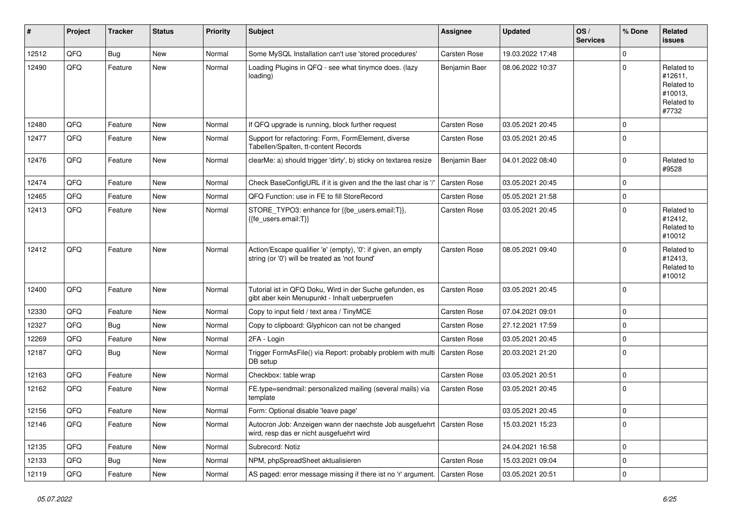| # | Project | Tracker | Status | Priority | Subject | Assignee | Updated | OS / Services | % Done | Related issues |
|---|---|---|---|---|---|---|---|---|---|---|
| 12512 | QFQ | Bug | New | Normal | Some MySQL Installation can't use 'stored procedures' | Carsten Rose | 19.03.2022 17:48 | | 0 | |
| 12490 | QFQ | Feature | New | Normal | Loading Plugins in QFQ - see what tinymce does. (lazy loading) | Benjamin Baer | 08.06.2022 10:37 | | 0 | Related to #12611, Related to #10013, Related to #7732 |
| 12480 | QFQ | Feature | New | Normal | If QFQ upgrade is running, block further request | Carsten Rose | 03.05.2021 20:45 | | 0 | |
| 12477 | QFQ | Feature | New | Normal | Support for refactoring: Form, FormElement, diverse Tabellen/Spalten, tt-content Records | Carsten Rose | 03.05.2021 20:45 | | 0 | |
| 12476 | QFQ | Feature | New | Normal | clearMe: a) should trigger 'dirty', b) sticky on textarea resize | Benjamin Baer | 04.01.2022 08:40 | | 0 | Related to #9528 |
| 12474 | QFQ | Feature | New | Normal | Check BaseConfigURL if it is given and the the last char is '/' | Carsten Rose | 03.05.2021 20:45 | | 0 | |
| 12465 | QFQ | Feature | New | Normal | QFQ Function: use in FE to fill StoreRecord | Carsten Rose | 05.05.2021 21:58 | | 0 | |
| 12413 | QFQ | Feature | New | Normal | STORE_TYPO3: enhance for {{be_users.email:T}}, {{fe_users.email:T}} | Carsten Rose | 03.05.2021 20:45 | | 0 | Related to #12412, Related to #10012 |
| 12412 | QFQ | Feature | New | Normal | Action/Escape qualifier 'e' (empty), '0': if given, an empty string (or '0') will be treated as 'not found' | Carsten Rose | 08.05.2021 09:40 | | 0 | Related to #12413, Related to #10012 |
| 12400 | QFQ | Feature | New | Normal | Tutorial ist in QFQ Doku, Wird in der Suche gefunden, es gibt aber kein Menupunkt - Inhalt ueberpruefen | Carsten Rose | 03.05.2021 20:45 | | 0 | |
| 12330 | QFQ | Feature | New | Normal | Copy to input field / text area / TinyMCE | Carsten Rose | 07.04.2021 09:01 | | 0 | |
| 12327 | QFQ | Bug | New | Normal | Copy to clipboard: Glyphicon can not be changed | Carsten Rose | 27.12.2021 17:59 | | 0 | |
| 12269 | QFQ | Feature | New | Normal | 2FA - Login | Carsten Rose | 03.05.2021 20:45 | | 0 | |
| 12187 | QFQ | Bug | New | Normal | Trigger FormAsFile() via Report: probably problem with multi DB setup | Carsten Rose | 20.03.2021 21:20 | | 0 | |
| 12163 | QFQ | Feature | New | Normal | Checkbox: table wrap | Carsten Rose | 03.05.2021 20:51 | | 0 | |
| 12162 | QFQ | Feature | New | Normal | FE.type=sendmail: personalized mailing (several mails) via template | Carsten Rose | 03.05.2021 20:45 | | 0 | |
| 12156 | QFQ | Feature | New | Normal | Form: Optional disable 'leave page' | | 03.05.2021 20:45 | | 0 | |
| 12146 | QFQ | Feature | New | Normal | Autocron Job: Anzeigen wann der naechste Job ausgefuehrt wird, resp das er nicht ausgefuehrt wird | Carsten Rose | 15.03.2021 15:23 | | 0 | |
| 12135 | QFQ | Feature | New | Normal | Subrecord: Notiz | | 24.04.2021 16:58 | | 0 | |
| 12133 | QFQ | Bug | New | Normal | NPM, phpSpreadSheet aktualisieren | Carsten Rose | 15.03.2021 09:04 | | 0 | |
| 12119 | QFQ | Feature | New | Normal | AS paged: error message missing if there ist no 'r' argument. | Carsten Rose | 03.05.2021 20:51 | | 0 | |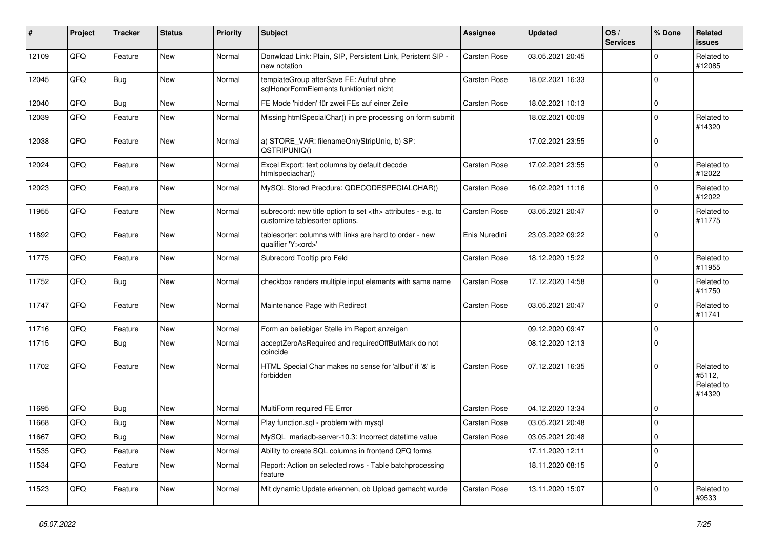| # | Project | Tracker | Status | Priority | Subject | Assignee | Updated | OS / Services | % Done | Related issues |
|---|---|---|---|---|---|---|---|---|---|---|
| 12109 | QFQ | Feature | New | Normal | Donwload Link: Plain, SIP, Persistent Link, Peristent SIP - new notation | Carsten Rose | 03.05.2021 20:45 | | 0 | Related to #12085 |
| 12045 | QFQ | Bug | New | Normal | templateGroup afterSave FE: Aufruf ohne sqlHonorFormElements funktioniert nicht | Carsten Rose | 18.02.2021 16:33 | | 0 | |
| 12040 | QFQ | Bug | New | Normal | FE Mode 'hidden' für zwei FEs auf einer Zeile | Carsten Rose | 18.02.2021 10:13 | | 0 | |
| 12039 | QFQ | Feature | New | Normal | Missing htmlSpecialChar() in pre processing on form submit | | 18.02.2021 00:09 | | 0 | Related to #14320 |
| 12038 | QFQ | Feature | New | Normal | a) STORE_VAR: filenameOnlyStripUniq, b) SP: QSTRIPUNIQ() | | 17.02.2021 23:55 | | 0 | |
| 12024 | QFQ | Feature | New | Normal | Excel Export: text columns by default decode htmlspeciachar() | Carsten Rose | 17.02.2021 23:55 | | 0 | Related to #12022 |
| 12023 | QFQ | Feature | New | Normal | MySQL Stored Precdure: QDECODESPECIALCHAR() | Carsten Rose | 16.02.2021 11:16 | | 0 | Related to #12022 |
| 11955 | QFQ | Feature | New | Normal | subrecord: new title option to set <th> attributes - e.g. to customize tablesorter options. | Carsten Rose | 03.05.2021 20:47 | | 0 | Related to #11775 |
| 11892 | QFQ | Feature | New | Normal | tablesorter: columns with links are hard to order - new qualifier 'Y:<ord>' | Enis Nuredini | 23.03.2022 09:22 | | 0 | |
| 11775 | QFQ | Feature | New | Normal | Subrecord Tooltip pro Feld | Carsten Rose | 18.12.2020 15:22 | | 0 | Related to #11955 |
| 11752 | QFQ | Bug | New | Normal | checkbox renders multiple input elements with same name | Carsten Rose | 17.12.2020 14:58 | | 0 | Related to #11750 |
| 11747 | QFQ | Feature | New | Normal | Maintenance Page with Redirect | Carsten Rose | 03.05.2021 20:47 | | 0 | Related to #11741 |
| 11716 | QFQ | Feature | New | Normal | Form an beliebiger Stelle im Report anzeigen | | 09.12.2020 09:47 | | 0 | |
| 11715 | QFQ | Bug | New | Normal | acceptZeroAsRequired and requiredOffButMark do not coincide | | 08.12.2020 12:13 | | 0 | |
| 11702 | QFQ | Feature | New | Normal | HTML Special Char makes no sense for 'allbut' if '&' is forbidden | Carsten Rose | 07.12.2021 16:35 | | 0 | Related to #5112, Related to #14320 |
| 11695 | QFQ | Bug | New | Normal | MultiForm required FE Error | Carsten Rose | 04.12.2020 13:34 | | 0 | |
| 11668 | QFQ | Bug | New | Normal | Play function.sql - problem with mysql | Carsten Rose | 03.05.2021 20:48 | | 0 | |
| 11667 | QFQ | Bug | New | Normal | MySQL mariadb-server-10.3: Incorrect datetime value | Carsten Rose | 03.05.2021 20:48 | | 0 | |
| 11535 | QFQ | Feature | New | Normal | Ability to create SQL columns in frontend QFQ forms | | 17.11.2020 12:11 | | 0 | |
| 11534 | QFQ | Feature | New | Normal | Report: Action on selected rows - Table batchprocessing feature | | 18.11.2020 08:15 | | 0 | |
| 11523 | QFQ | Feature | New | Normal | Mit dynamic Update erkennen, ob Upload gemacht wurde | Carsten Rose | 13.11.2020 15:07 | | 0 | Related to #9533 |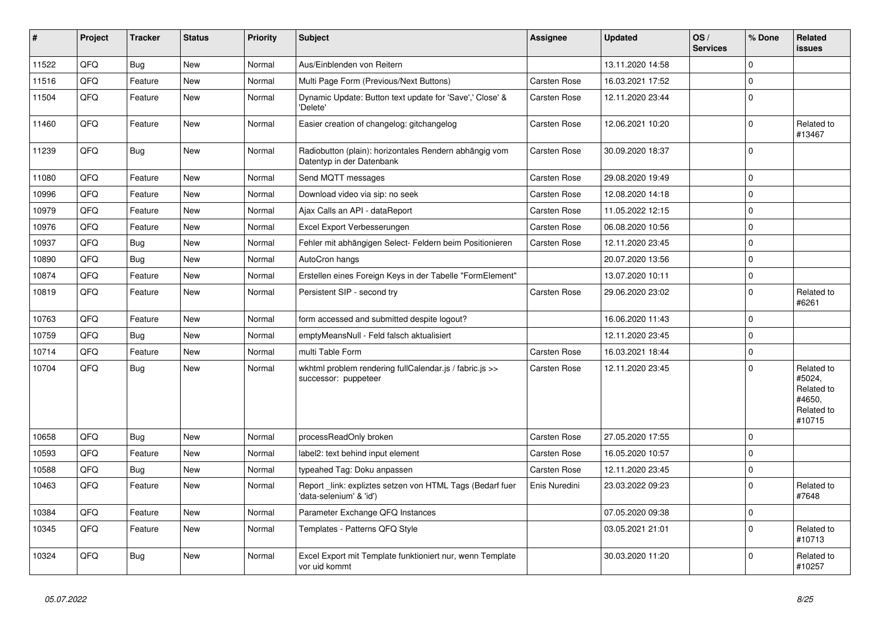| # | Project | Tracker | Status | Priority | Subject | Assignee | Updated | OS / Services | % Done | Related issues |
|---|---|---|---|---|---|---|---|---|---|---|
| 11522 | QFQ | Bug | New | Normal | Aus/Einblenden von Reitern | | 13.11.2020 14:58 | | 0 | |
| 11516 | QFQ | Feature | New | Normal | Multi Page Form (Previous/Next Buttons) | Carsten Rose | 16.03.2021 17:52 | | 0 | |
| 11504 | QFQ | Feature | New | Normal | Dynamic Update: Button text update for 'Save',' Close' & 'Delete' | Carsten Rose | 12.11.2020 23:44 | | 0 | |
| 11460 | QFQ | Feature | New | Normal | Easier creation of changelog: gitchangelog | Carsten Rose | 12.06.2021 10:20 | | 0 | Related to #13467 |
| 11239 | QFQ | Bug | New | Normal | Radiobutton (plain): horizontales Rendern abhängig vom Datentyp in der Datenbank | Carsten Rose | 30.09.2020 18:37 | | 0 | |
| 11080 | QFQ | Feature | New | Normal | Send MQTT messages | Carsten Rose | 29.08.2020 19:49 | | 0 | |
| 10996 | QFQ | Feature | New | Normal | Download video via sip: no seek | Carsten Rose | 12.08.2020 14:18 | | 0 | |
| 10979 | QFQ | Feature | New | Normal | Ajax Calls an API - dataReport | Carsten Rose | 11.05.2022 12:15 | | 0 | |
| 10976 | QFQ | Feature | New | Normal | Excel Export Verbesserungen | Carsten Rose | 06.08.2020 10:56 | | 0 | |
| 10937 | QFQ | Bug | New | Normal | Fehler mit abhängigen Select- Feldern beim Positionieren | Carsten Rose | 12.11.2020 23:45 | | 0 | |
| 10890 | QFQ | Bug | New | Normal | AutoCron hangs | | 20.07.2020 13:56 | | 0 | |
| 10874 | QFQ | Feature | New | Normal | Erstellen eines Foreign Keys in der Tabelle "FormElement" | | 13.07.2020 10:11 | | 0 | |
| 10819 | QFQ | Feature | New | Normal | Persistent SIP - second try | Carsten Rose | 29.06.2020 23:02 | | 0 | Related to #6261 |
| 10763 | QFQ | Feature | New | Normal | form accessed and submitted despite logout? | | 16.06.2020 11:43 | | 0 | |
| 10759 | QFQ | Bug | New | Normal | emptyMeansNull - Feld falsch aktualisiert | | 12.11.2020 23:45 | | 0 | |
| 10714 | QFQ | Feature | New | Normal | multi Table Form | Carsten Rose | 16.03.2021 18:44 | | 0 | |
| 10704 | QFQ | Bug | New | Normal | wkhtml problem rendering fullCalendar.js / fabric.js >> successor: puppeteer | Carsten Rose | 12.11.2020 23:45 | | 0 | Related to #5024, Related to #4650, Related to #10715 |
| 10658 | QFQ | Bug | New | Normal | processReadOnly broken | Carsten Rose | 27.05.2020 17:55 | | 0 | |
| 10593 | QFQ | Feature | New | Normal | label2: text behind input element | Carsten Rose | 16.05.2020 10:57 | | 0 | |
| 10588 | QFQ | Bug | New | Normal | typeahed Tag: Doku anpassen | Carsten Rose | 12.11.2020 23:45 | | 0 | |
| 10463 | QFQ | Feature | New | Normal | Report _link: expliztes setzen von HTML Tags (Bedarf fuer 'data-selenium' & 'id') | Enis Nuredini | 23.03.2022 09:23 | | 0 | Related to #7648 |
| 10384 | QFQ | Feature | New | Normal | Parameter Exchange QFQ Instances | | 07.05.2020 09:38 | | 0 | |
| 10345 | QFQ | Feature | New | Normal | Templates - Patterns QFQ Style | | 03.05.2021 21:01 | | 0 | Related to #10713 |
| 10324 | QFQ | Bug | New | Normal | Excel Export mit Template funktioniert nur, wenn Template vor uid kommt | | 30.03.2020 11:20 | | 0 | Related to #10257 |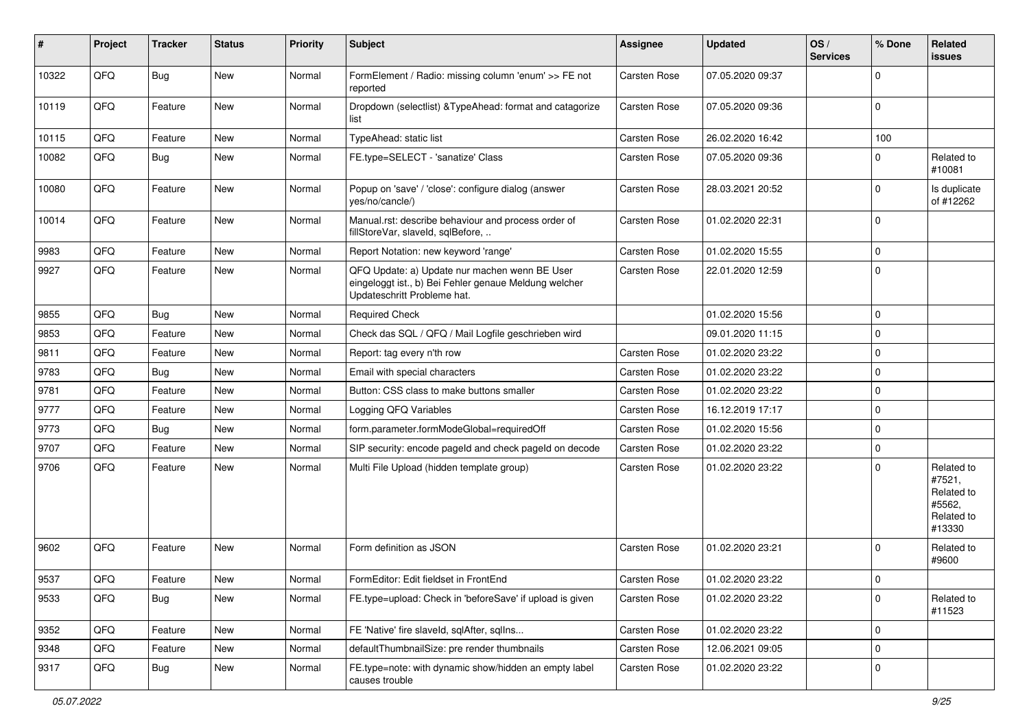| # | Project | Tracker | Status | Priority | Subject | Assignee | Updated | OS / Services | % Done | Related issues |
|---|---|---|---|---|---|---|---|---|---|---|
| 10322 | QFQ | Bug | New | Normal | FormElement / Radio: missing column 'enum' >> FE not reported | Carsten Rose | 07.05.2020 09:37 | | 0 | |
| 10119 | QFQ | Feature | New | Normal | Dropdown (selectlist) &TypeAhead: format and catagorize list | Carsten Rose | 07.05.2020 09:36 | | 0 | |
| 10115 | QFQ | Feature | New | Normal | TypeAhead: static list | Carsten Rose | 26.02.2020 16:42 | | 100 | |
| 10082 | QFQ | Bug | New | Normal | FE.type=SELECT - 'sanatize' Class | Carsten Rose | 07.05.2020 09:36 | | 0 | Related to #10081 |
| 10080 | QFQ | Feature | New | Normal | Popup on 'save' / 'close': configure dialog (answer yes/no/cancle/) | Carsten Rose | 28.03.2021 20:52 | | 0 | Is duplicate of #12262 |
| 10014 | QFQ | Feature | New | Normal | Manual.rst: describe behaviour and process order of fillStoreVar, slaveId, sqlBefore, .. | Carsten Rose | 01.02.2020 22:31 | | 0 | |
| 9983 | QFQ | Feature | New | Normal | Report Notation: new keyword 'range' | Carsten Rose | 01.02.2020 15:55 | | 0 | |
| 9927 | QFQ | Feature | New | Normal | QFQ Update: a) Update nur machen wenn BE User eingeloggt ist., b) Bei Fehler genaue Meldung welcher Updateschritt Probleme hat. | Carsten Rose | 22.01.2020 12:59 | | 0 | |
| 9855 | QFQ | Bug | New | Normal | Required Check | | 01.02.2020 15:56 | | 0 | |
| 9853 | QFQ | Feature | New | Normal | Check das SQL / QFQ / Mail Logfile geschrieben wird | | 09.01.2020 11:15 | | 0 | |
| 9811 | QFQ | Feature | New | Normal | Report: tag every n'th row | Carsten Rose | 01.02.2020 23:22 | | 0 | |
| 9783 | QFQ | Bug | New | Normal | Email with special characters | Carsten Rose | 01.02.2020 23:22 | | 0 | |
| 9781 | QFQ | Feature | New | Normal | Button: CSS class to make buttons smaller | Carsten Rose | 01.02.2020 23:22 | | 0 | |
| 9777 | QFQ | Feature | New | Normal | Logging QFQ Variables | Carsten Rose | 16.12.2019 17:17 | | 0 | |
| 9773 | QFQ | Bug | New | Normal | form.parameter.formModeGlobal=requiredOff | Carsten Rose | 01.02.2020 15:56 | | 0 | |
| 9707 | QFQ | Feature | New | Normal | SIP security: encode pageId and check pageId on decode | Carsten Rose | 01.02.2020 23:22 | | 0 | |
| 9706 | QFQ | Feature | New | Normal | Multi File Upload (hidden template group) | Carsten Rose | 01.02.2020 23:22 | | 0 | Related to #7521, Related to #5562, Related to #13330 |
| 9602 | QFQ | Feature | New | Normal | Form definition as JSON | Carsten Rose | 01.02.2020 23:21 | | 0 | Related to #9600 |
| 9537 | QFQ | Feature | New | Normal | FormEditor: Edit fieldset in FrontEnd | Carsten Rose | 01.02.2020 23:22 | | 0 | |
| 9533 | QFQ | Bug | New | Normal | FE.type=upload: Check in 'beforeSave' if upload is given | Carsten Rose | 01.02.2020 23:22 | | 0 | Related to #11523 |
| 9352 | QFQ | Feature | New | Normal | FE 'Native' fire slaveId, sqlAfter, sqlIns... | Carsten Rose | 01.02.2020 23:22 | | 0 | |
| 9348 | QFQ | Feature | New | Normal | defaultThumbnailSize: pre render thumbnails | Carsten Rose | 12.06.2021 09:05 | | 0 | |
| 9317 | QFQ | Bug | New | Normal | FE.type=note: with dynamic show/hidden an empty label causes trouble | Carsten Rose | 01.02.2020 23:22 | | 0 | |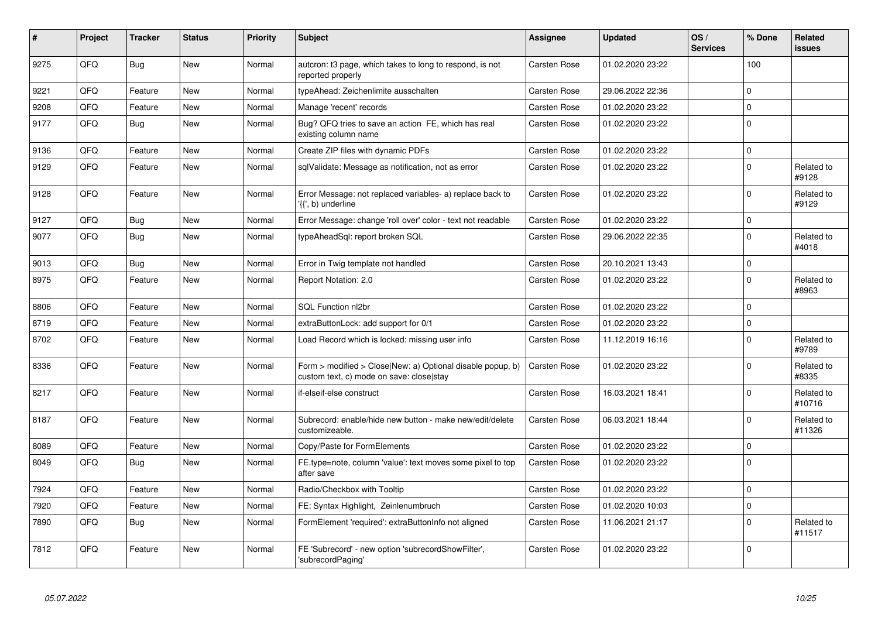| # | Project | Tracker | Status | Priority | Subject | Assignee | Updated | OS / Services | % Done | Related issues |
|---|---|---|---|---|---|---|---|---|---|---|
| 9275 | QFQ | Bug | New | Normal | autcron: t3 page, which takes to long to respond, is not reported properly | Carsten Rose | 01.02.2020 23:22 | | 100 | |
| 9221 | QFQ | Feature | New | Normal | typeAhead: Zeichenlimite ausschalten | Carsten Rose | 29.06.2022 22:36 | | 0 | |
| 9208 | QFQ | Feature | New | Normal | Manage 'recent' records | Carsten Rose | 01.02.2020 23:22 | | 0 | |
| 9177 | QFQ | Bug | New | Normal | Bug? QFQ tries to save an action FE, which has real existing column name | Carsten Rose | 01.02.2020 23:22 | | 0 | |
| 9136 | QFQ | Feature | New | Normal | Create ZIP files with dynamic PDFs | Carsten Rose | 01.02.2020 23:22 | | 0 | |
| 9129 | QFQ | Feature | New | Normal | sqlValidate: Message as notification, not as error | Carsten Rose | 01.02.2020 23:22 | | 0 | Related to #9128 |
| 9128 | QFQ | Feature | New | Normal | Error Message: not replaced variables- a) replace back to '{{', b) underline | Carsten Rose | 01.02.2020 23:22 | | 0 | Related to #9129 |
| 9127 | QFQ | Bug | New | Normal | Error Message: change 'roll over' color - text not readable | Carsten Rose | 01.02.2020 23:22 | | 0 | |
| 9077 | QFQ | Bug | New | Normal | typeAheadSql: report broken SQL | Carsten Rose | 29.06.2022 22:35 | | 0 | Related to #4018 |
| 9013 | QFQ | Bug | New | Normal | Error in Twig template not handled | Carsten Rose | 20.10.2021 13:43 | | 0 | |
| 8975 | QFQ | Feature | New | Normal | Report Notation: 2.0 | Carsten Rose | 01.02.2020 23:22 | | 0 | Related to #8963 |
| 8806 | QFQ | Feature | New | Normal | SQL Function nl2br | Carsten Rose | 01.02.2020 23:22 | | 0 | |
| 8719 | QFQ | Feature | New | Normal | extraButtonLock: add support for 0/1 | Carsten Rose | 01.02.2020 23:22 | | 0 | |
| 8702 | QFQ | Feature | New | Normal | Load Record which is locked: missing user info | Carsten Rose | 11.12.2019 16:16 | | 0 | Related to #9789 |
| 8336 | QFQ | Feature | New | Normal | Form > modified > Close\|New: a) Optional disable popup, b) custom text, c) mode on save: close\|stay | Carsten Rose | 01.02.2020 23:22 | | 0 | Related to #8335 |
| 8217 | QFQ | Feature | New | Normal | if-elseif-else construct | Carsten Rose | 16.03.2021 18:41 | | 0 | Related to #10716 |
| 8187 | QFQ | Feature | New | Normal | Subrecord: enable/hide new button - make new/edit/delete customizeable. | Carsten Rose | 06.03.2021 18:44 | | 0 | Related to #11326 |
| 8089 | QFQ | Feature | New | Normal | Copy/Paste for FormElements | Carsten Rose | 01.02.2020 23:22 | | 0 | |
| 8049 | QFQ | Bug | New | Normal | FE.type=note, column 'value': text moves some pixel to top after save | Carsten Rose | 01.02.2020 23:22 | | 0 | |
| 7924 | QFQ | Feature | New | Normal | Radio/Checkbox with Tooltip | Carsten Rose | 01.02.2020 23:22 | | 0 | |
| 7920 | QFQ | Feature | New | Normal | FE: Syntax Highlight, Zeinlenumbruch | Carsten Rose | 01.02.2020 10:03 | | 0 | |
| 7890 | QFQ | Bug | New | Normal | FormElement 'required': extraButtonInfo not aligned | Carsten Rose | 11.06.2021 21:17 | | 0 | Related to #11517 |
| 7812 | QFQ | Feature | New | Normal | FE 'Subrecord' - new option 'subrecordShowFilter', 'subrecordPaging' | Carsten Rose | 01.02.2020 23:22 | | 0 | |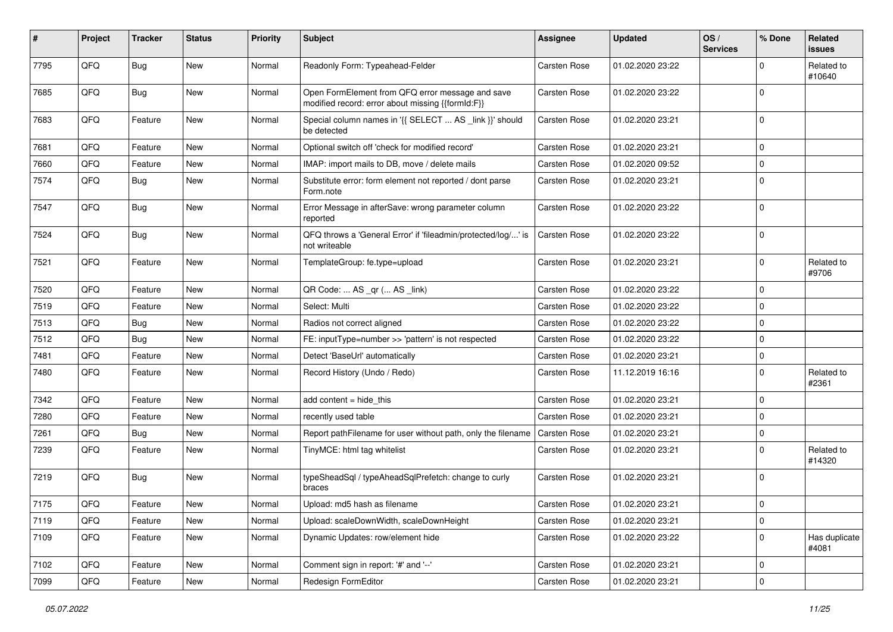| # | Project | Tracker | Status | Priority | Subject | Assignee | Updated | OS / Services | % Done | Related issues |
|---|---|---|---|---|---|---|---|---|---|---|
| 7795 | QFQ | Bug | New | Normal | Readonly Form: Typeahead-Felder | Carsten Rose | 01.02.2020 23:22 | | 0 | Related to #10640 |
| 7685 | QFQ | Bug | New | Normal | Open FormElement from QFQ error message and save modified record: error about missing {{formId:F}} | Carsten Rose | 01.02.2020 23:22 | | 0 | |
| 7683 | QFQ | Feature | New | Normal | Special column names in '{{ SELECT ... AS _link }}' should be detected | Carsten Rose | 01.02.2020 23:21 | | 0 | |
| 7681 | QFQ | Feature | New | Normal | Optional switch off 'check for modified record' | Carsten Rose | 01.02.2020 23:21 | | 0 | |
| 7660 | QFQ | Feature | New | Normal | IMAP: import mails to DB, move / delete mails | Carsten Rose | 01.02.2020 09:52 | | 0 | |
| 7574 | QFQ | Bug | New | Normal | Substitute error: form element not reported / dont parse Form.note | Carsten Rose | 01.02.2020 23:21 | | 0 | |
| 7547 | QFQ | Bug | New | Normal | Error Message in afterSave: wrong parameter column reported | Carsten Rose | 01.02.2020 23:22 | | 0 | |
| 7524 | QFQ | Bug | New | Normal | QFQ throws a 'General Error' if 'fileadmin/protected/log/...' is not writeable | Carsten Rose | 01.02.2020 23:22 | | 0 | |
| 7521 | QFQ | Feature | New | Normal | TemplateGroup: fe.type=upload | Carsten Rose | 01.02.2020 23:21 | | 0 | Related to #9706 |
| 7520 | QFQ | Feature | New | Normal | QR Code: ... AS _qr ( ... AS _link) | Carsten Rose | 01.02.2020 23:22 | | 0 | |
| 7519 | QFQ | Feature | New | Normal | Select: Multi | Carsten Rose | 01.02.2020 23:22 | | 0 | |
| 7513 | QFQ | Bug | New | Normal | Radios not correct aligned | Carsten Rose | 01.02.2020 23:22 | | 0 | |
| 7512 | QFQ | Bug | New | Normal | FE: inputType=number >> 'pattern' is not respected | Carsten Rose | 01.02.2020 23:22 | | 0 | |
| 7481 | QFQ | Feature | New | Normal | Detect 'BaseUrl' automatically | Carsten Rose | 01.02.2020 23:21 | | 0 | |
| 7480 | QFQ | Feature | New | Normal | Record History (Undo / Redo) | Carsten Rose | 11.12.2019 16:16 | | 0 | Related to #2361 |
| 7342 | QFQ | Feature | New | Normal | add content = hide_this | Carsten Rose | 01.02.2020 23:21 | | 0 | |
| 7280 | QFQ | Feature | New | Normal | recently used table | Carsten Rose | 01.02.2020 23:21 | | 0 | |
| 7261 | QFQ | Bug | New | Normal | Report pathFilename for user without path, only the filename | Carsten Rose | 01.02.2020 23:21 | | 0 | |
| 7239 | QFQ | Feature | New | Normal | TinyMCE: html tag whitelist | Carsten Rose | 01.02.2020 23:21 | | 0 | Related to #14320 |
| 7219 | QFQ | Bug | New | Normal | typeSheadSql / typeAheadSqlPrefetch: change to curly braces | Carsten Rose | 01.02.2020 23:21 | | 0 | |
| 7175 | QFQ | Feature | New | Normal | Upload: md5 hash as filename | Carsten Rose | 01.02.2020 23:21 | | 0 | |
| 7119 | QFQ | Feature | New | Normal | Upload: scaleDownWidth, scaleDownHeight | Carsten Rose | 01.02.2020 23:21 | | 0 | |
| 7109 | QFQ | Feature | New | Normal | Dynamic Updates: row/element hide | Carsten Rose | 01.02.2020 23:22 | | 0 | Has duplicate #4081 |
| 7102 | QFQ | Feature | New | Normal | Comment sign in report: '#' and '--' | Carsten Rose | 01.02.2020 23:21 | | 0 | |
| 7099 | QFQ | Feature | New | Normal | Redesign FormEditor | Carsten Rose | 01.02.2020 23:21 | | 0 | |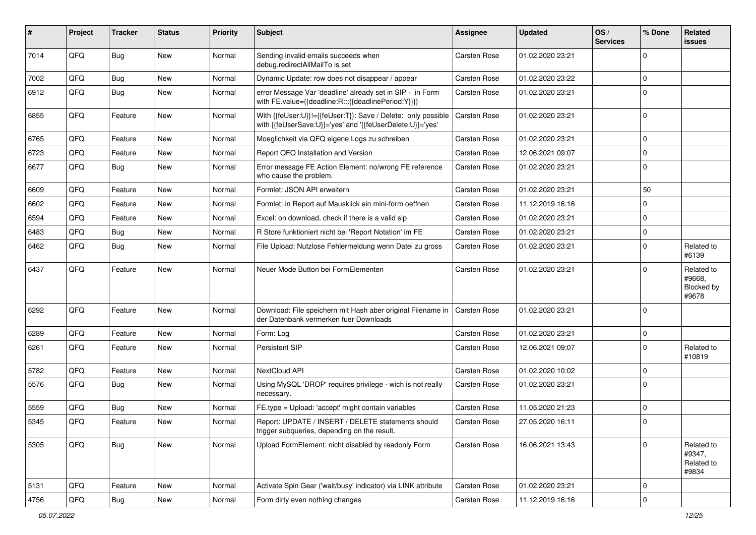| # | Project | Tracker | Status | Priority | Subject | Assignee | Updated | OS / Services | % Done | Related issues |
|---|---|---|---|---|---|---|---|---|---|---|
| 7014 | QFQ | Bug | New | Normal | Sending invalid emails succeeds when debug.redirectAllMailTo is set | Carsten Rose | 01.02.2020 23:21 | | 0 | |
| 7002 | QFQ | Bug | New | Normal | Dynamic Update: row does not disappear / appear | Carsten Rose | 01.02.2020 23:22 | | 0 | |
| 6912 | QFQ | Bug | New | Normal | error Message Var 'deadline' already set in SIP - in Form with FE.value={{deadline:R:::{{deadlinePeriod:Y}}}} | Carsten Rose | 01.02.2020 23:21 | | 0 | |
| 6855 | QFQ | Feature | New | Normal | With {{feUser:U}}!={{feUser:T}}: Save / Delete: only possible with {{feUserSave:U}}='yes' and '{{feUserDelete:U}}='yes' | Carsten Rose | 01.02.2020 23:21 | | 0 | |
| 6765 | QFQ | Feature | New | Normal | Moeglichkeit via QFQ eigene Logs zu schreiben | Carsten Rose | 01.02.2020 23:21 | | 0 | |
| 6723 | QFQ | Feature | New | Normal | Report QFQ Installation and Version | Carsten Rose | 12.06.2021 09:07 | | 0 | |
| 6677 | QFQ | Bug | New | Normal | Error message FE Action Element: no/wrong FE reference who cause the problem. | Carsten Rose | 01.02.2020 23:21 | | 0 | |
| 6609 | QFQ | Feature | New | Normal | Formlet: JSON API erweitern | Carsten Rose | 01.02.2020 23:21 | | 50 | |
| 6602 | QFQ | Feature | New | Normal | Formlet: in Report auf Mausklick ein mini-form oeffnen | Carsten Rose | 11.12.2019 16:16 | | 0 | |
| 6594 | QFQ | Feature | New | Normal | Excel: on download, check if there is a valid sip | Carsten Rose | 01.02.2020 23:21 | | 0 | |
| 6483 | QFQ | Bug | New | Normal | R Store funktioniert nicht bei 'Report Notation' im FE | Carsten Rose | 01.02.2020 23:21 | | 0 | |
| 6462 | QFQ | Bug | New | Normal | File Upload: Nutzlose Fehlermeldung wenn Datei zu gross | Carsten Rose | 01.02.2020 23:21 | | 0 | Related to #6139 |
| 6437 | QFQ | Feature | New | Normal | Neuer Mode Button bei FormElementen | Carsten Rose | 01.02.2020 23:21 | | 0 | Related to #9668, Blocked by #9678 |
| 6292 | QFQ | Feature | New | Normal | Download: File speichern mit Hash aber original Filename in der Datenbank vermerken fuer Downloads | Carsten Rose | 01.02.2020 23:21 | | 0 | |
| 6289 | QFQ | Feature | New | Normal | Form: Log | Carsten Rose | 01.02.2020 23:21 | | 0 | |
| 6261 | QFQ | Feature | New | Normal | Persistent SIP | Carsten Rose | 12.06.2021 09:07 | | 0 | Related to #10819 |
| 5782 | QFQ | Feature | New | Normal | NextCloud API | Carsten Rose | 01.02.2020 10:02 | | 0 | |
| 5576 | QFQ | Bug | New | Normal | Using MySQL 'DROP' requires privilege - wich is not really necessary. | Carsten Rose | 01.02.2020 23:21 | | 0 | |
| 5559 | QFQ | Bug | New | Normal | FE.type = Upload: 'accept' might contain variables | Carsten Rose | 11.05.2020 21:23 | | 0 | |
| 5345 | QFQ | Feature | New | Normal | Report: UPDATE / INSERT / DELETE statements should trigger subqueries, depending on the result. | Carsten Rose | 27.05.2020 16:11 | | 0 | |
| 5305 | QFQ | Bug | New | Normal | Upload FormElement: nicht disabled by readonly Form | Carsten Rose | 16.06.2021 13:43 | | 0 | Related to #9347, Related to #9834 |
| 5131 | QFQ | Feature | New | Normal | Activate Spin Gear ('wait/busy' indicator) via LINK attribute | Carsten Rose | 01.02.2020 23:21 | | 0 | |
| 4756 | QFQ | Bug | New | Normal | Form dirty even nothing changes | Carsten Rose | 11.12.2019 16:16 | | 0 | |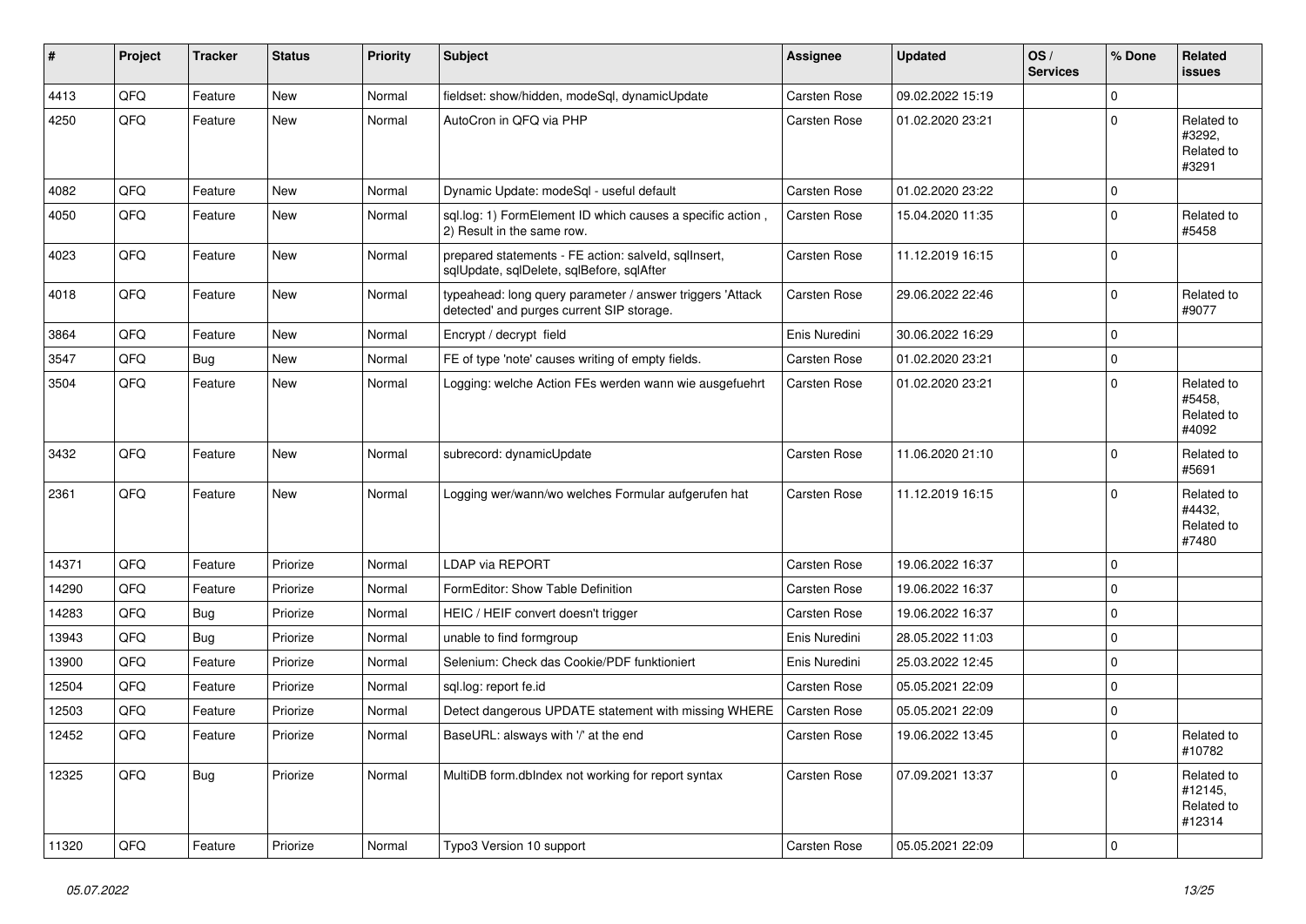| # | Project | Tracker | Status | Priority | Subject | Assignee | Updated | OS / Services | % Done | Related issues |
|---|---|---|---|---|---|---|---|---|---|---|
| 4413 | QFQ | Feature | New | Normal | fieldset: show/hidden, modeSql, dynamicUpdate | Carsten Rose | 09.02.2022 15:19 | | 0 | |
| 4250 | QFQ | Feature | New | Normal | AutoCron in QFQ via PHP | Carsten Rose | 01.02.2020 23:21 | | 0 | Related to #3292, Related to #3291 |
| 4082 | QFQ | Feature | New | Normal | Dynamic Update: modeSql - useful default | Carsten Rose | 01.02.2020 23:22 | | 0 | |
| 4050 | QFQ | Feature | New | Normal | sql.log: 1) FormElement ID which causes a specific action , 2) Result in the same row. | Carsten Rose | 15.04.2020 11:35 | | 0 | Related to #5458 |
| 4023 | QFQ | Feature | New | Normal | prepared statements - FE action: salveld, sqlInsert, sqlUpdate, sqlDelete, sqlBefore, sqlAfter | Carsten Rose | 11.12.2019 16:15 | | 0 | |
| 4018 | QFQ | Feature | New | Normal | typeahead: long query parameter / answer triggers 'Attack detected' and purges current SIP storage. | Carsten Rose | 29.06.2022 22:46 | | 0 | Related to #9077 |
| 3864 | QFQ | Feature | New | Normal | Encrypt / decrypt field | Enis Nuredini | 30.06.2022 16:29 | | 0 | |
| 3547 | QFQ | Bug | New | Normal | FE of type 'note' causes writing of empty fields. | Carsten Rose | 01.02.2020 23:21 | | 0 | |
| 3504 | QFQ | Feature | New | Normal | Logging: welche Action FEs werden wann wie ausgefuehrt | Carsten Rose | 01.02.2020 23:21 | | 0 | Related to #5458, Related to #4092 |
| 3432 | QFQ | Feature | New | Normal | subrecord: dynamicUpdate | Carsten Rose | 11.06.2020 21:10 | | 0 | Related to #5691 |
| 2361 | QFQ | Feature | New | Normal | Logging wer/wann/wo welches Formular aufgerufen hat | Carsten Rose | 11.12.2019 16:15 | | 0 | Related to #4432, Related to #7480 |
| 14371 | QFQ | Feature | Priorize | Normal | LDAP via REPORT | Carsten Rose | 19.06.2022 16:37 | | 0 | |
| 14290 | QFQ | Feature | Priorize | Normal | FormEditor: Show Table Definition | Carsten Rose | 19.06.2022 16:37 | | 0 | |
| 14283 | QFQ | Bug | Priorize | Normal | HEIC / HEIF convert doesn't trigger | Carsten Rose | 19.06.2022 16:37 | | 0 | |
| 13943 | QFQ | Bug | Priorize | Normal | unable to find formgroup | Enis Nuredini | 28.05.2022 11:03 | | 0 | |
| 13900 | QFQ | Feature | Priorize | Normal | Selenium: Check das Cookie/PDF funktioniert | Enis Nuredini | 25.03.2022 12:45 | | 0 | |
| 12504 | QFQ | Feature | Priorize | Normal | sql.log: report fe.id | Carsten Rose | 05.05.2021 22:09 | | 0 | |
| 12503 | QFQ | Feature | Priorize | Normal | Detect dangerous UPDATE statement with missing WHERE | Carsten Rose | 05.05.2021 22:09 | | 0 | |
| 12452 | QFQ | Feature | Priorize | Normal | BaseURL: alsways with '/' at the end | Carsten Rose | 19.06.2022 13:45 | | 0 | Related to #10782 |
| 12325 | QFQ | Bug | Priorize | Normal | MultiDB form.dbIndex not working for report syntax | Carsten Rose | 07.09.2021 13:37 | | 0 | Related to #12145, Related to #12314 |
| 11320 | QFQ | Feature | Priorize | Normal | Typo3 Version 10 support | Carsten Rose | 05.05.2021 22:09 | | 0 | |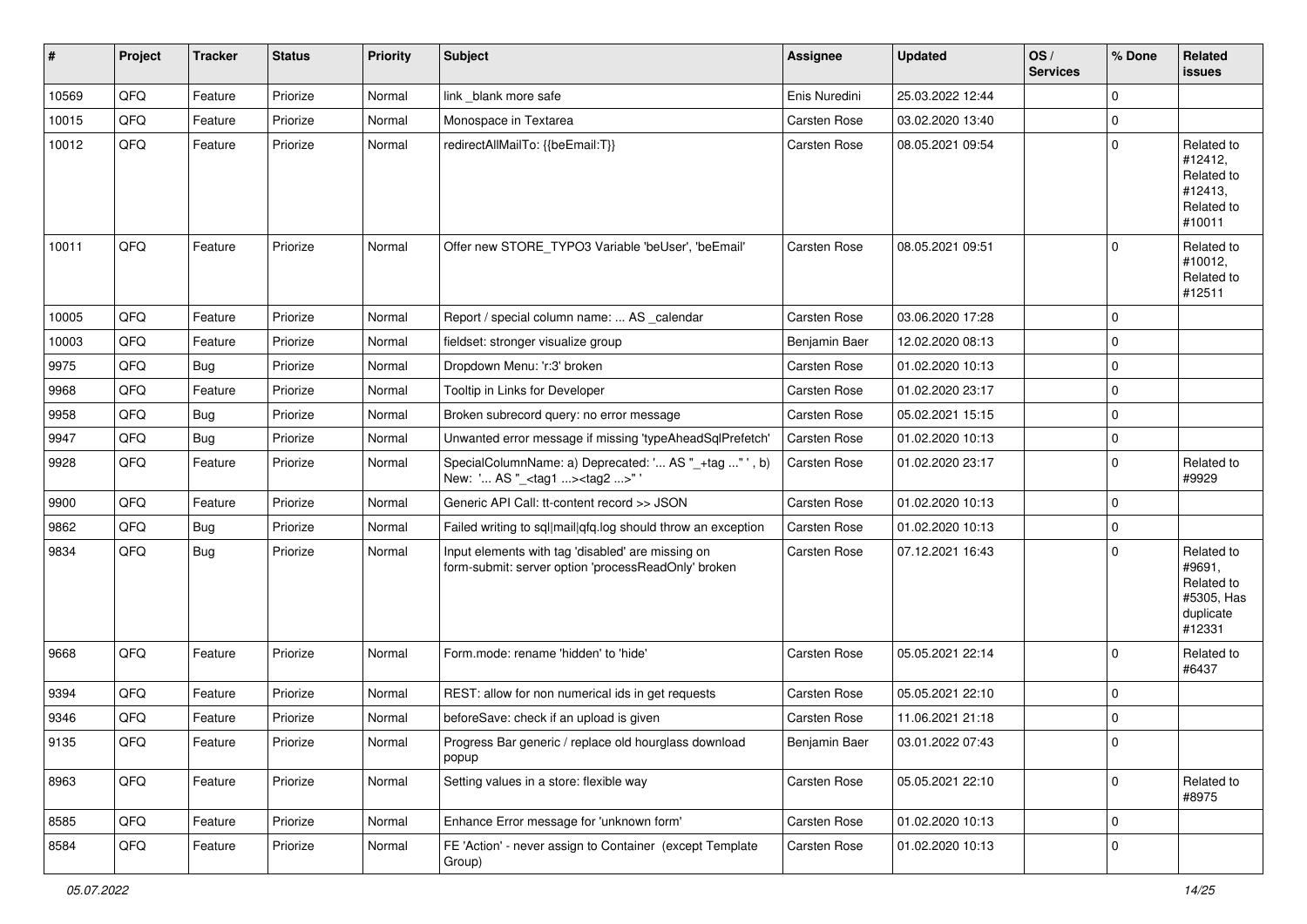| # | Project | Tracker | Status | Priority | Subject | Assignee | Updated | OS / Services | % Done | Related issues |
|---|---|---|---|---|---|---|---|---|---|---|
| 10569 | QFQ | Feature | Priorize | Normal | link _blank more safe | Enis Nuredini | 25.03.2022 12:44 | | 0 | |
| 10015 | QFQ | Feature | Priorize | Normal | Monospace in Textarea | Carsten Rose | 03.02.2020 13:40 | | 0 | |
| 10012 | QFQ | Feature | Priorize | Normal | redirectAllMailTo: {{beEmail:T}} | Carsten Rose | 08.05.2021 09:54 | | 0 | Related to #12412, Related to #12413, Related to #10011 |
| 10011 | QFQ | Feature | Priorize | Normal | Offer new STORE_TYPO3 Variable 'beUser', 'beEmail' | Carsten Rose | 08.05.2021 09:51 | | 0 | Related to #10012, Related to #12511 |
| 10005 | QFQ | Feature | Priorize | Normal | Report / special column name: ... AS _calendar | Carsten Rose | 03.06.2020 17:28 | | 0 | |
| 10003 | QFQ | Feature | Priorize | Normal | fieldset: stronger visualize group | Benjamin Baer | 12.02.2020 08:13 | | 0 | |
| 9975 | QFQ | Bug | Priorize | Normal | Dropdown Menu: 'r:3' broken | Carsten Rose | 01.02.2020 10:13 | | 0 | |
| 9968 | QFQ | Feature | Priorize | Normal | Tooltip in Links for Developer | Carsten Rose | 01.02.2020 23:17 | | 0 | |
| 9958 | QFQ | Bug | Priorize | Normal | Broken subrecord query: no error message | Carsten Rose | 05.02.2021 15:15 | | 0 | |
| 9947 | QFQ | Bug | Priorize | Normal | Unwanted error message if missing 'typeAheadSqlPrefetch' | Carsten Rose | 01.02.2020 10:13 | | 0 | |
| 9928 | QFQ | Feature | Priorize | Normal | SpecialColumnName: a) Deprecated: '... AS "_+tag ..." ', b) New: '... AS "_<tag1 ...><tag2 ...>" ' | Carsten Rose | 01.02.2020 23:17 | | 0 | Related to #9929 |
| 9900 | QFQ | Feature | Priorize | Normal | Generic API Call: tt-content record >> JSON | Carsten Rose | 01.02.2020 10:13 | | 0 | |
| 9862 | QFQ | Bug | Priorize | Normal | Failed writing to sql\|mail\|qfq.log should throw an exception | Carsten Rose | 01.02.2020 10:13 | | 0 | |
| 9834 | QFQ | Bug | Priorize | Normal | Input elements with tag 'disabled' are missing on form-submit: server option 'processReadOnly' broken | Carsten Rose | 07.12.2021 16:43 | | 0 | Related to #9691, Related to #5305, Has duplicate #12331 |
| 9668 | QFQ | Feature | Priorize | Normal | Form.mode: rename 'hidden' to 'hide' | Carsten Rose | 05.05.2021 22:14 | | 0 | Related to #6437 |
| 9394 | QFQ | Feature | Priorize | Normal | REST: allow for non numerical ids in get requests | Carsten Rose | 05.05.2021 22:10 | | 0 | |
| 9346 | QFQ | Feature | Priorize | Normal | beforeSave: check if an upload is given | Carsten Rose | 11.06.2021 21:18 | | 0 | |
| 9135 | QFQ | Feature | Priorize | Normal | Progress Bar generic / replace old hourglass download popup | Benjamin Baer | 03.01.2022 07:43 | | 0 | |
| 8963 | QFQ | Feature | Priorize | Normal | Setting values in a store: flexible way | Carsten Rose | 05.05.2021 22:10 | | 0 | Related to #8975 |
| 8585 | QFQ | Feature | Priorize | Normal | Enhance Error message for 'unknown form' | Carsten Rose | 01.02.2020 10:13 | | 0 | |
| 8584 | QFQ | Feature | Priorize | Normal | FE 'Action' - never assign to Container (except Template Group) | Carsten Rose | 01.02.2020 10:13 | | 0 | |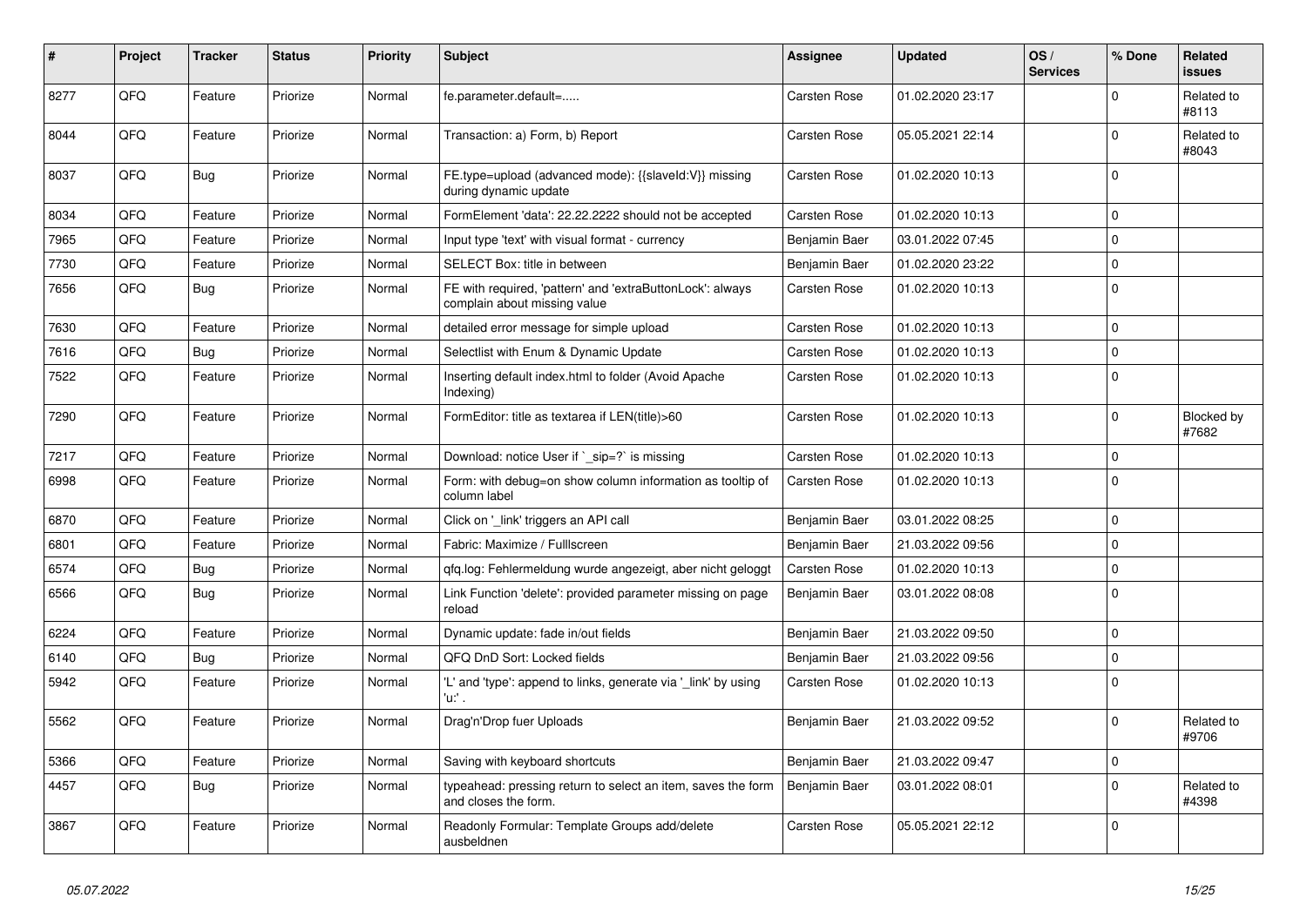| # | Project | Tracker | Status | Priority | Subject | Assignee | Updated | OS / Services | % Done | Related issues |
|---|---|---|---|---|---|---|---|---|---|---|
| 8277 | QFQ | Feature | Priorize | Normal | fe.parameter.default=..... | Carsten Rose | 01.02.2020 23:17 | | 0 | Related to #8113 |
| 8044 | QFQ | Feature | Priorize | Normal | Transaction: a) Form, b) Report | Carsten Rose | 05.05.2021 22:14 | | 0 | Related to #8043 |
| 8037 | QFQ | Bug | Priorize | Normal | FE.type=upload (advanced mode): {{slaveId:V}} missing during dynamic update | Carsten Rose | 01.02.2020 10:13 | | 0 | |
| 8034 | QFQ | Feature | Priorize | Normal | FormElement 'data': 22.22.2222 should not be accepted | Carsten Rose | 01.02.2020 10:13 | | 0 | |
| 7965 | QFQ | Feature | Priorize | Normal | Input type 'text' with visual format - currency | Benjamin Baer | 03.01.2022 07:45 | | 0 | |
| 7730 | QFQ | Feature | Priorize | Normal | SELECT Box: title in between | Benjamin Baer | 01.02.2020 23:22 | | 0 | |
| 7656 | QFQ | Bug | Priorize | Normal | FE with required, 'pattern' and 'extraButtonLock': always complain about missing value | Carsten Rose | 01.02.2020 10:13 | | 0 | |
| 7630 | QFQ | Feature | Priorize | Normal | detailed error message for simple upload | Carsten Rose | 01.02.2020 10:13 | | 0 | |
| 7616 | QFQ | Bug | Priorize | Normal | Selectlist with Enum & Dynamic Update | Carsten Rose | 01.02.2020 10:13 | | 0 | |
| 7522 | QFQ | Feature | Priorize | Normal | Inserting default index.html to folder (Avoid Apache Indexing) | Carsten Rose | 01.02.2020 10:13 | | 0 | |
| 7290 | QFQ | Feature | Priorize | Normal | FormEditor: title as textarea if LEN(title)>60 | Carsten Rose | 01.02.2020 10:13 | | 0 | Blocked by #7682 |
| 7217 | QFQ | Feature | Priorize | Normal | Download: notice User if `_sip=?` is missing | Carsten Rose | 01.02.2020 10:13 | | 0 | |
| 6998 | QFQ | Feature | Priorize | Normal | Form: with debug=on show column information as tooltip of column label | Carsten Rose | 01.02.2020 10:13 | | 0 | |
| 6870 | QFQ | Feature | Priorize | Normal | Click on '_link' triggers an API call | Benjamin Baer | 03.01.2022 08:25 | | 0 | |
| 6801 | QFQ | Feature | Priorize | Normal | Fabric: Maximize / Fulllscreen | Benjamin Baer | 21.03.2022 09:56 | | 0 | |
| 6574 | QFQ | Bug | Priorize | Normal | qfq.log: Fehlermeldung wurde angezeigt, aber nicht geloggt | Carsten Rose | 01.02.2020 10:13 | | 0 | |
| 6566 | QFQ | Bug | Priorize | Normal | Link Function 'delete': provided parameter missing on page reload | Benjamin Baer | 03.01.2022 08:08 | | 0 | |
| 6224 | QFQ | Feature | Priorize | Normal | Dynamic update: fade in/out fields | Benjamin Baer | 21.03.2022 09:50 | | 0 | |
| 6140 | QFQ | Bug | Priorize | Normal | QFQ DnD Sort: Locked fields | Benjamin Baer | 21.03.2022 09:56 | | 0 | |
| 5942 | QFQ | Feature | Priorize | Normal | 'L' and 'type': append to links, generate via '_link' by using 'u:' . | Carsten Rose | 01.02.2020 10:13 | | 0 | |
| 5562 | QFQ | Feature | Priorize | Normal | Drag'n'Drop fuer Uploads | Benjamin Baer | 21.03.2022 09:52 | | 0 | Related to #9706 |
| 5366 | QFQ | Feature | Priorize | Normal | Saving with keyboard shortcuts | Benjamin Baer | 21.03.2022 09:47 | | 0 | |
| 4457 | QFQ | Bug | Priorize | Normal | typeahead: pressing return to select an item, saves the form and closes the form. | Benjamin Baer | 03.01.2022 08:01 | | 0 | Related to #4398 |
| 3867 | QFQ | Feature | Priorize | Normal | Readonly Formular: Template Groups add/delete ausbeldnen | Carsten Rose | 05.05.2021 22:12 | | 0 | |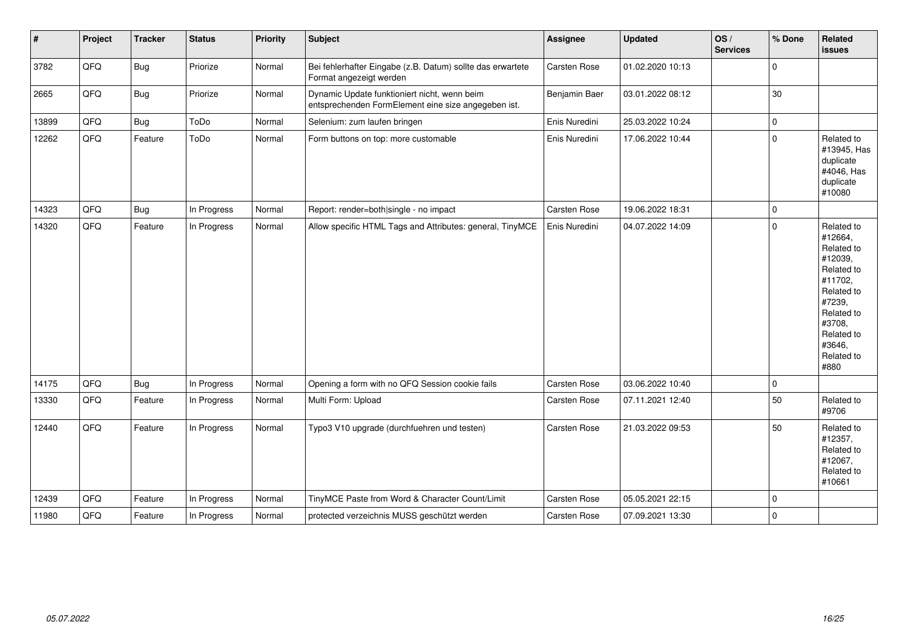| # | Project | Tracker | Status | Priority | Subject | Assignee | Updated | OS / Services | % Done | Related issues |
|---|---|---|---|---|---|---|---|---|---|---|
| 3782 | QFQ | Bug | Priorize | Normal | Bei fehlerhafter Eingabe (z.B. Datum) sollte das erwartete Format angezeigt werden | Carsten Rose | 01.02.2020 10:13 | | 0 | |
| 2665 | QFQ | Bug | Priorize | Normal | Dynamic Update funktioniert nicht, wenn beim entsprechenden FormElement eine size angegeben ist. | Benjamin Baer | 03.01.2022 08:12 | | 30 | |
| 13899 | QFQ | Bug | ToDo | Normal | Selenium: zum laufen bringen | Enis Nuredini | 25.03.2022 10:24 | | 0 | |
| 12262 | QFQ | Feature | ToDo | Normal | Form buttons on top: more customable | Enis Nuredini | 17.06.2022 10:44 | | 0 | Related to #13945, Has duplicate #4046, Has duplicate #10080 |
| 14323 | QFQ | Bug | In Progress | Normal | Report: render=both\|single - no impact | Carsten Rose | 19.06.2022 18:31 | | 0 | |
| 14320 | QFQ | Feature | In Progress | Normal | Allow specific HTML Tags and Attributes: general, TinyMCE | Enis Nuredini | 04.07.2022 14:09 | | 0 | Related to #12664, Related to #12039, Related to #11702, Related to #7239, Related to #3708, Related to #3646, Related to #880 |
| 14175 | QFQ | Bug | In Progress | Normal | Opening a form with no QFQ Session cookie fails | Carsten Rose | 03.06.2022 10:40 | | 0 | |
| 13330 | QFQ | Feature | In Progress | Normal | Multi Form: Upload | Carsten Rose | 07.11.2021 12:40 | | 50 | Related to #9706 |
| 12440 | QFQ | Feature | In Progress | Normal | Typo3 V10 upgrade (durchfuehren und testen) | Carsten Rose | 21.03.2022 09:53 | | 50 | Related to #12357, Related to #12067, Related to #10661 |
| 12439 | QFQ | Feature | In Progress | Normal | TinyMCE Paste from Word & Character Count/Limit | Carsten Rose | 05.05.2021 22:15 | | 0 | |
| 11980 | QFQ | Feature | In Progress | Normal | protected verzeichnis MUSS geschützt werden | Carsten Rose | 07.09.2021 13:30 | | 0 | |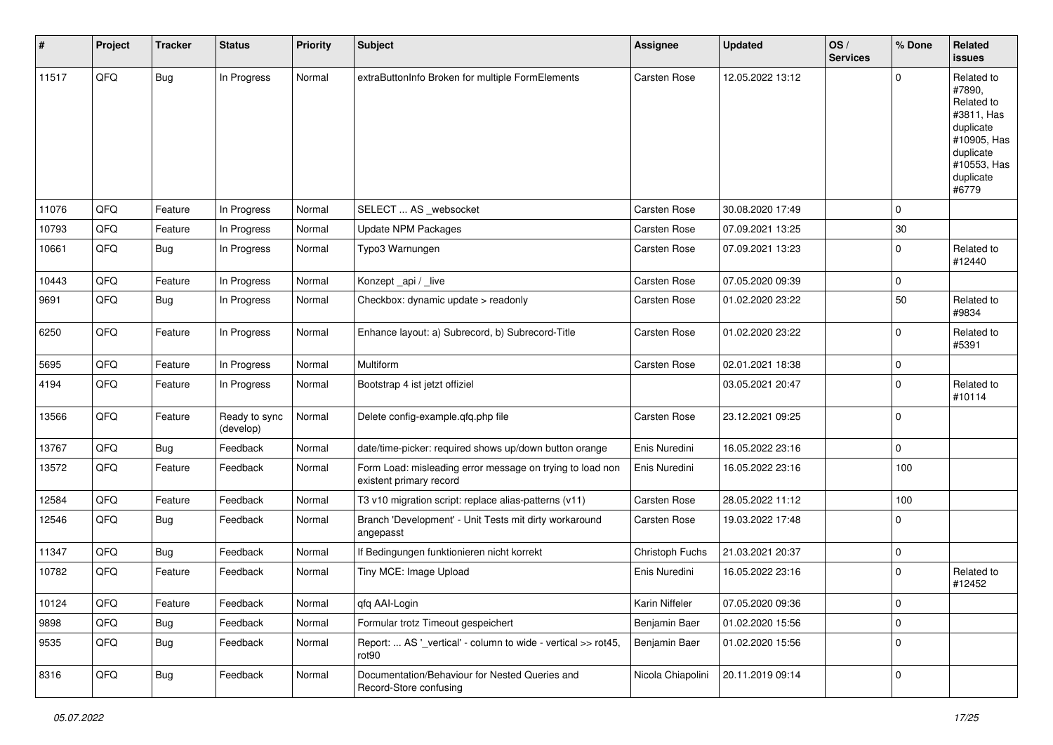| # | Project | Tracker | Status | Priority | Subject | Assignee | Updated | OS / Services | % Done | Related issues |
|---|---|---|---|---|---|---|---|---|---|---|
| 11517 | QFQ | Bug | In Progress | Normal | extraButtonInfo Broken for multiple FormElements | Carsten Rose | 12.05.2022 13:12 | | 0 | Related to #7890, Related to #3811, Has duplicate #10905, Has duplicate #10553, Has duplicate #6779 |
| 11076 | QFQ | Feature | In Progress | Normal | SELECT ... AS _websocket | Carsten Rose | 30.08.2020 17:49 | | 0 | |
| 10793 | QFQ | Feature | In Progress | Normal | Update NPM Packages | Carsten Rose | 07.09.2021 13:25 | | 30 | |
| 10661 | QFQ | Bug | In Progress | Normal | Typo3 Warnungen | Carsten Rose | 07.09.2021 13:23 | | 0 | Related to #12440 |
| 10443 | QFQ | Feature | In Progress | Normal | Konzept _api / _live | Carsten Rose | 07.05.2020 09:39 | | 0 | |
| 9691 | QFQ | Bug | In Progress | Normal | Checkbox: dynamic update > readonly | Carsten Rose | 01.02.2020 23:22 | | 50 | Related to #9834 |
| 6250 | QFQ | Feature | In Progress | Normal | Enhance layout: a) Subrecord, b) Subrecord-Title | Carsten Rose | 01.02.2020 23:22 | | 0 | Related to #5391 |
| 5695 | QFQ | Feature | In Progress | Normal | Multiform | Carsten Rose | 02.01.2021 18:38 | | 0 | |
| 4194 | QFQ | Feature | In Progress | Normal | Bootstrap 4 ist jetzt offiziel | | 03.05.2021 20:47 | | 0 | Related to #10114 |
| 13566 | QFQ | Feature | Ready to sync (develop) | Normal | Delete config-example.qfq.php file | Carsten Rose | 23.12.2021 09:25 | | 0 | |
| 13767 | QFQ | Bug | Feedback | Normal | date/time-picker: required shows up/down button orange | Enis Nuredini | 16.05.2022 23:16 | | 0 | |
| 13572 | QFQ | Feature | Feedback | Normal | Form Load: misleading error message on trying to load non existent primary record | Enis Nuredini | 16.05.2022 23:16 | | 100 | |
| 12584 | QFQ | Feature | Feedback | Normal | T3 v10 migration script: replace alias-patterns (v11) | Carsten Rose | 28.05.2022 11:12 | | 100 | |
| 12546 | QFQ | Bug | Feedback | Normal | Branch 'Development' - Unit Tests mit dirty workaround angepasst | Carsten Rose | 19.03.2022 17:48 | | 0 | |
| 11347 | QFQ | Bug | Feedback | Normal | If Bedingungen funktionieren nicht korrekt | Christoph Fuchs | 21.03.2021 20:37 | | 0 | |
| 10782 | QFQ | Feature | Feedback | Normal | Tiny MCE: Image Upload | Enis Nuredini | 16.05.2022 23:16 | | 0 | Related to #12452 |
| 10124 | QFQ | Feature | Feedback | Normal | qfq AAI-Login | Karin Niffeler | 07.05.2020 09:36 | | 0 | |
| 9898 | QFQ | Bug | Feedback | Normal | Formular trotz Timeout gespeichert | Benjamin Baer | 01.02.2020 15:56 | | 0 | |
| 9535 | QFQ | Bug | Feedback | Normal | Report: ... AS '_vertical' - column to wide - vertical >> rot45, rot90 | Benjamin Baer | 01.02.2020 15:56 | | 0 | |
| 8316 | QFQ | Bug | Feedback | Normal | Documentation/Behaviour for Nested Queries and Record-Store confusing | Nicola Chiapolini | 20.11.2019 09:14 | | 0 | |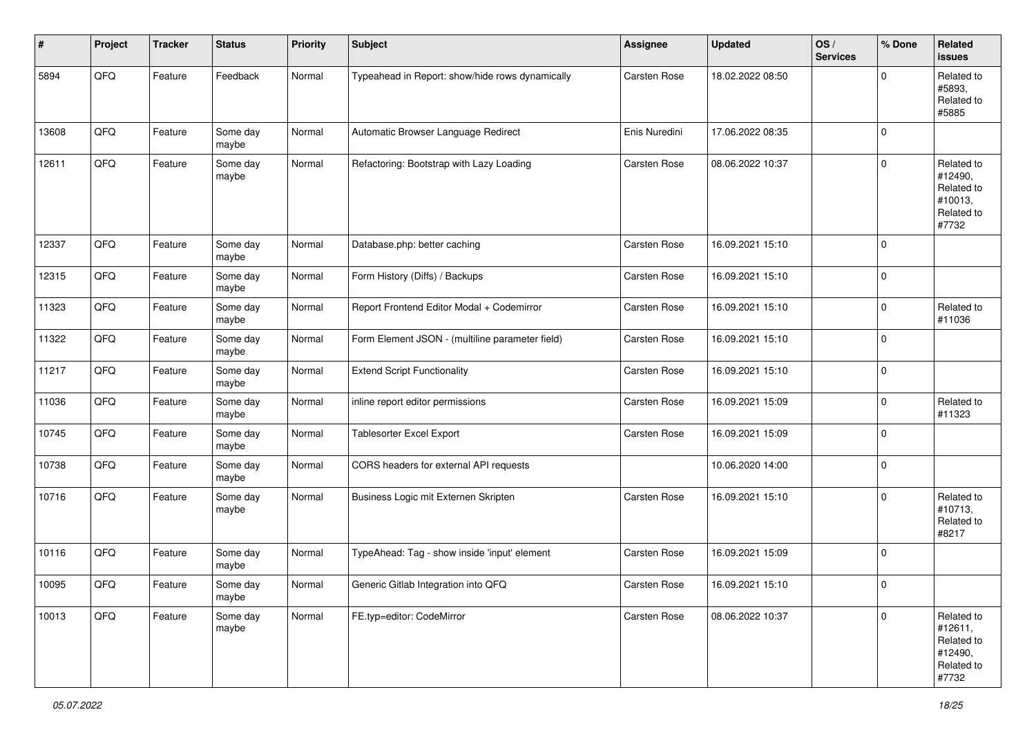| # | Project | Tracker | Status | Priority | Subject | Assignee | Updated | OS / Services | % Done | Related issues |
|---|---|---|---|---|---|---|---|---|---|---|
| 5894 | QFQ | Feature | Feedback | Normal | Typeahead in Report: show/hide rows dynamically | Carsten Rose | 18.02.2022 08:50 | | 0 | Related to #5893, Related to #5885 |
| 13608 | QFQ | Feature | Some day maybe | Normal | Automatic Browser Language Redirect | Enis Nuredini | 17.06.2022 08:35 | | 0 | |
| 12611 | QFQ | Feature | Some day maybe | Normal | Refactoring: Bootstrap with Lazy Loading | Carsten Rose | 08.06.2022 10:37 | | 0 | Related to #12490, Related to #10013, Related to #7732 |
| 12337 | QFQ | Feature | Some day maybe | Normal | Database.php: better caching | Carsten Rose | 16.09.2021 15:10 | | 0 | |
| 12315 | QFQ | Feature | Some day maybe | Normal | Form History (Diffs) / Backups | Carsten Rose | 16.09.2021 15:10 | | 0 | |
| 11323 | QFQ | Feature | Some day maybe | Normal | Report Frontend Editor Modal + Codemirror | Carsten Rose | 16.09.2021 15:10 | | 0 | Related to #11036 |
| 11322 | QFQ | Feature | Some day maybe | Normal | Form Element JSON - (multiline parameter field) | Carsten Rose | 16.09.2021 15:10 | | 0 | |
| 11217 | QFQ | Feature | Some day maybe | Normal | Extend Script Functionality | Carsten Rose | 16.09.2021 15:10 | | 0 | |
| 11036 | QFQ | Feature | Some day maybe | Normal | inline report editor permissions | Carsten Rose | 16.09.2021 15:09 | | 0 | Related to #11323 |
| 10745 | QFQ | Feature | Some day maybe | Normal | Tablesorter Excel Export | Carsten Rose | 16.09.2021 15:09 | | 0 | |
| 10738 | QFQ | Feature | Some day maybe | Normal | CORS headers for external API requests | | 10.06.2020 14:00 | | 0 | |
| 10716 | QFQ | Feature | Some day maybe | Normal | Business Logic mit Externen Skripten | Carsten Rose | 16.09.2021 15:10 | | 0 | Related to #10713, Related to #8217 |
| 10116 | QFQ | Feature | Some day maybe | Normal | TypeAhead: Tag - show inside 'input' element | Carsten Rose | 16.09.2021 15:09 | | 0 | |
| 10095 | QFQ | Feature | Some day maybe | Normal | Generic Gitlab Integration into QFQ | Carsten Rose | 16.09.2021 15:10 | | 0 | |
| 10013 | QFQ | Feature | Some day maybe | Normal | FE.typ=editor: CodeMirror | Carsten Rose | 08.06.2022 10:37 | | 0 | Related to #12611, Related to #12490, Related to #7732 |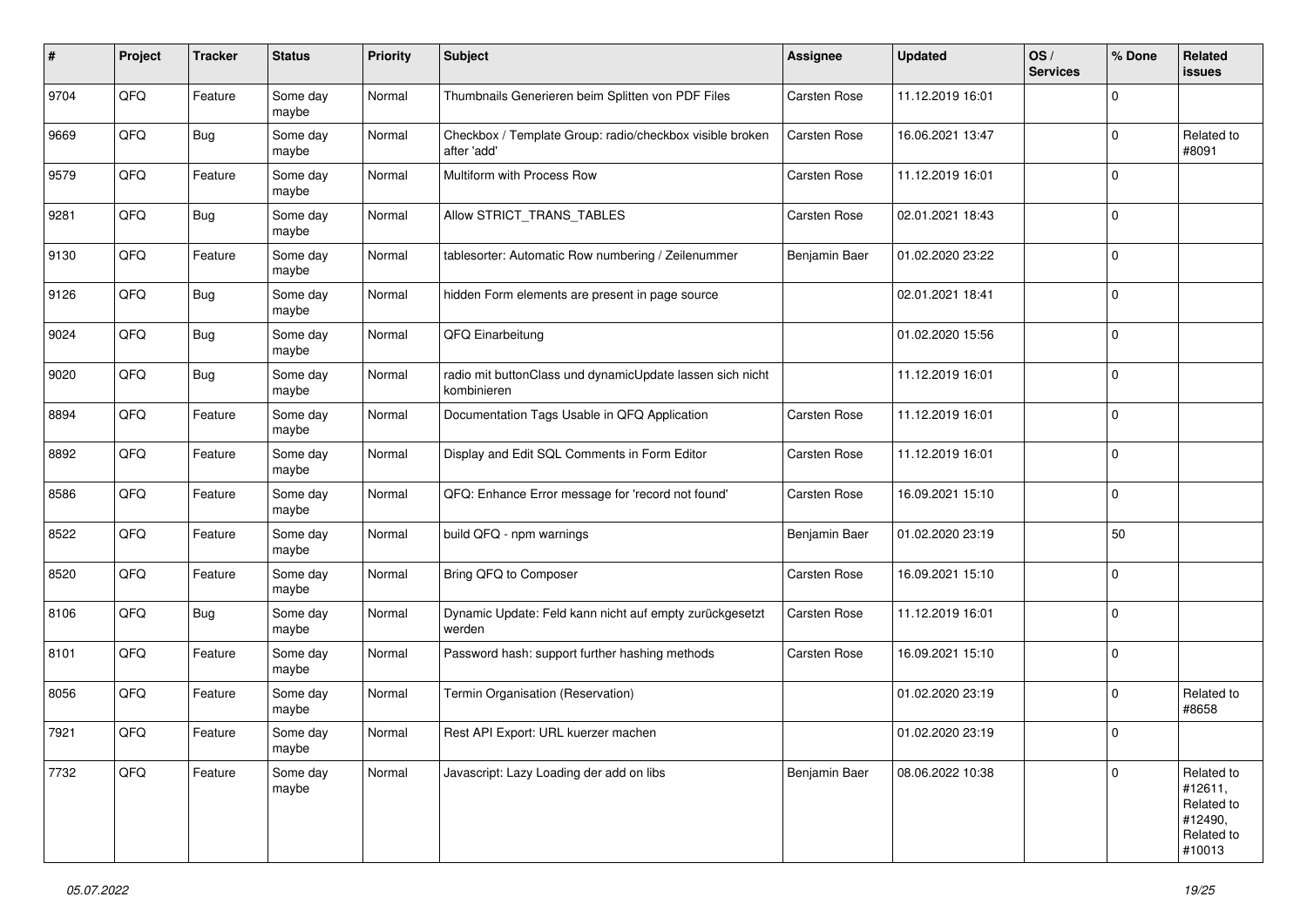| # | Project | Tracker | Status | Priority | Subject | Assignee | Updated | OS / Services | % Done | Related issues |
|---|---|---|---|---|---|---|---|---|---|---|
| 9704 | QFQ | Feature | Some day maybe | Normal | Thumbnails Generieren beim Splitten von PDF Files | Carsten Rose | 11.12.2019 16:01 | | 0 | |
| 9669 | QFQ | Bug | Some day maybe | Normal | Checkbox / Template Group: radio/checkbox visible broken after 'add' | Carsten Rose | 16.06.2021 13:47 | | 0 | Related to #8091 |
| 9579 | QFQ | Feature | Some day maybe | Normal | Multiform with Process Row | Carsten Rose | 11.12.2019 16:01 | | 0 | |
| 9281 | QFQ | Bug | Some day maybe | Normal | Allow STRICT_TRANS_TABLES | Carsten Rose | 02.01.2021 18:43 | | 0 | |
| 9130 | QFQ | Feature | Some day maybe | Normal | tablesorter: Automatic Row numbering / Zeilenummer | Benjamin Baer | 01.02.2020 23:22 | | 0 | |
| 9126 | QFQ | Bug | Some day maybe | Normal | hidden Form elements are present in page source | | 02.01.2021 18:41 | | 0 | |
| 9024 | QFQ | Bug | Some day maybe | Normal | QFQ Einarbeitung | | 01.02.2020 15:56 | | 0 | |
| 9020 | QFQ | Bug | Some day maybe | Normal | radio mit buttonClass und dynamicUpdate lassen sich nicht kombinieren | | 11.12.2019 16:01 | | 0 | |
| 8894 | QFQ | Feature | Some day maybe | Normal | Documentation Tags Usable in QFQ Application | Carsten Rose | 11.12.2019 16:01 | | 0 | |
| 8892 | QFQ | Feature | Some day maybe | Normal | Display and Edit SQL Comments in Form Editor | Carsten Rose | 11.12.2019 16:01 | | 0 | |
| 8586 | QFQ | Feature | Some day maybe | Normal | QFQ: Enhance Error message for 'record not found' | Carsten Rose | 16.09.2021 15:10 | | 0 | |
| 8522 | QFQ | Feature | Some day maybe | Normal | build QFQ - npm warnings | Benjamin Baer | 01.02.2020 23:19 | | 50 | |
| 8520 | QFQ | Feature | Some day maybe | Normal | Bring QFQ to Composer | Carsten Rose | 16.09.2021 15:10 | | 0 | |
| 8106 | QFQ | Bug | Some day maybe | Normal | Dynamic Update: Feld kann nicht auf empty zurückgesetzt werden | Carsten Rose | 11.12.2019 16:01 | | 0 | |
| 8101 | QFQ | Feature | Some day maybe | Normal | Password hash: support further hashing methods | Carsten Rose | 16.09.2021 15:10 | | 0 | |
| 8056 | QFQ | Feature | Some day maybe | Normal | Termin Organisation (Reservation) | | 01.02.2020 23:19 | | 0 | Related to #8658 |
| 7921 | QFQ | Feature | Some day maybe | Normal | Rest API Export: URL kuerzer machen | | 01.02.2020 23:19 | | 0 | |
| 7732 | QFQ | Feature | Some day maybe | Normal | Javascript: Lazy Loading der add on libs | Benjamin Baer | 08.06.2022 10:38 | | 0 | Related to #12611, Related to #12490, Related to #10013 |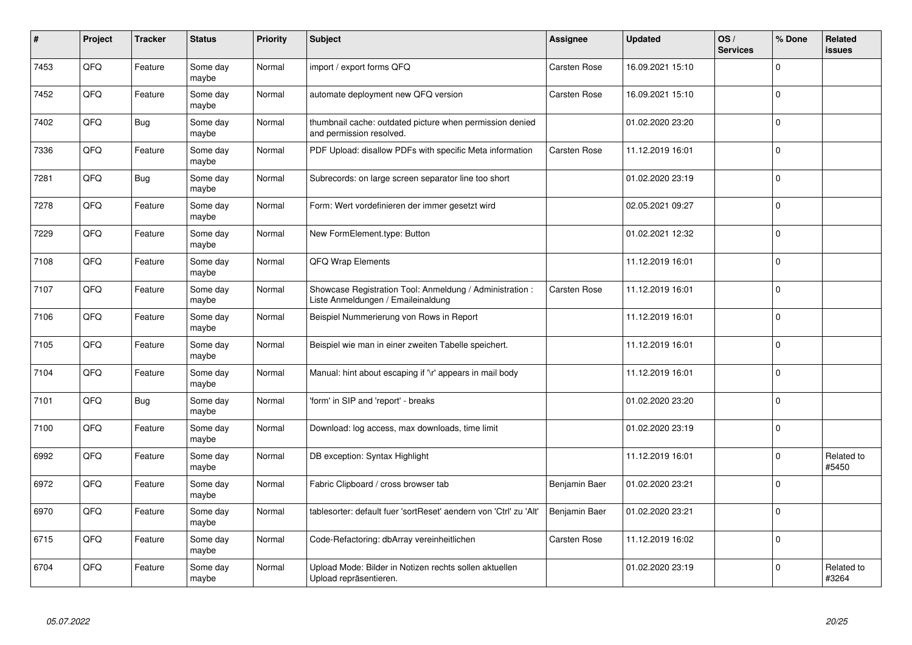| # | Project | Tracker | Status | Priority | Subject | Assignee | Updated | OS / Services | % Done | Related issues |
|---|---|---|---|---|---|---|---|---|---|---|
| 7453 | QFQ | Feature | Some day maybe | Normal | import / export forms QFQ | Carsten Rose | 16.09.2021 15:10 | | 0 | |
| 7452 | QFQ | Feature | Some day maybe | Normal | automate deployment new QFQ version | Carsten Rose | 16.09.2021 15:10 | | 0 | |
| 7402 | QFQ | Bug | Some day maybe | Normal | thumbnail cache: outdated picture when permission denied and permission resolved. | | 01.02.2020 23:20 | | 0 | |
| 7336 | QFQ | Feature | Some day maybe | Normal | PDF Upload: disallow PDFs with specific Meta information | Carsten Rose | 11.12.2019 16:01 | | 0 | |
| 7281 | QFQ | Bug | Some day maybe | Normal | Subrecords: on large screen separator line too short | | 01.02.2020 23:19 | | 0 | |
| 7278 | QFQ | Feature | Some day maybe | Normal | Form: Wert vordefinieren der immer gesetzt wird | | 02.05.2021 09:27 | | 0 | |
| 7229 | QFQ | Feature | Some day maybe | Normal | New FormElement.type: Button | | 01.02.2021 12:32 | | 0 | |
| 7108 | QFQ | Feature | Some day maybe | Normal | QFQ Wrap Elements | | 11.12.2019 16:01 | | 0 | |
| 7107 | QFQ | Feature | Some day maybe | Normal | Showcase Registration Tool: Anmeldung / Administration : Liste Anmeldungen / Emaileinaldung | Carsten Rose | 11.12.2019 16:01 | | 0 | |
| 7106 | QFQ | Feature | Some day maybe | Normal | Beispiel Nummerierung von Rows in Report | | 11.12.2019 16:01 | | 0 | |
| 7105 | QFQ | Feature | Some day maybe | Normal | Beispiel wie man in einer zweiten Tabelle speichert. | | 11.12.2019 16:01 | | 0 | |
| 7104 | QFQ | Feature | Some day maybe | Normal | Manual: hint about escaping if '\r' appears in mail body | | 11.12.2019 16:01 | | 0 | |
| 7101 | QFQ | Bug | Some day maybe | Normal | 'form' in SIP and 'report' - breaks | | 01.02.2020 23:20 | | 0 | |
| 7100 | QFQ | Feature | Some day maybe | Normal | Download: log access, max downloads, time limit | | 01.02.2020 23:19 | | 0 | |
| 6992 | QFQ | Feature | Some day maybe | Normal | DB exception: Syntax Highlight | | 11.12.2019 16:01 | | 0 | Related to #5450 |
| 6972 | QFQ | Feature | Some day maybe | Normal | Fabric Clipboard / cross browser tab | Benjamin Baer | 01.02.2020 23:21 | | 0 | |
| 6970 | QFQ | Feature | Some day maybe | Normal | tablesorter: default fuer 'sortReset' aendern von 'Ctrl' zu 'Alt' | Benjamin Baer | 01.02.2020 23:21 | | 0 | |
| 6715 | QFQ | Feature | Some day maybe | Normal | Code-Refactoring: dbArray vereinheitlichen | Carsten Rose | 11.12.2019 16:02 | | 0 | |
| 6704 | QFQ | Feature | Some day maybe | Normal | Upload Mode: Bilder in Notizen rechts sollen aktuellen Upload repräsentieren. | | 01.02.2020 23:19 | | 0 | Related to #3264 |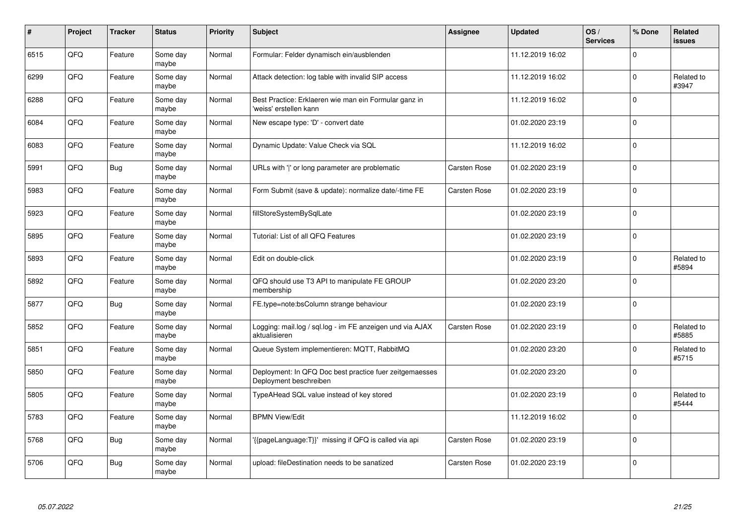| # | Project | Tracker | Status | Priority | Subject | Assignee | Updated | OS / Services | % Done | Related issues |
|---|---|---|---|---|---|---|---|---|---|---|
| 6515 | QFQ | Feature | Some day maybe | Normal | Formular: Felder dynamisch ein/ausblenden | | 11.12.2019 16:02 | | 0 | |
| 6299 | QFQ | Feature | Some day maybe | Normal | Attack detection: log table with invalid SIP access | | 11.12.2019 16:02 | | 0 | Related to #3947 |
| 6288 | QFQ | Feature | Some day maybe | Normal | Best Practice: Erklaeren wie man ein Formular ganz in 'weiss' erstellen kann | | 11.12.2019 16:02 | | 0 | |
| 6084 | QFQ | Feature | Some day maybe | Normal | New escape type: 'D' - convert date | | 01.02.2020 23:19 | | 0 | |
| 6083 | QFQ | Feature | Some day maybe | Normal | Dynamic Update: Value Check via SQL | | 11.12.2019 16:02 | | 0 | |
| 5991 | QFQ | Bug | Some day maybe | Normal | URLs with '\|' or long parameter are problematic | Carsten Rose | 01.02.2020 23:19 | | 0 | |
| 5983 | QFQ | Feature | Some day maybe | Normal | Form Submit (save & update): normalize date/-time FE | Carsten Rose | 01.02.2020 23:19 | | 0 | |
| 5923 | QFQ | Feature | Some day maybe | Normal | fillStoreSystemBySqlLate | | 01.02.2020 23:19 | | 0 | |
| 5895 | QFQ | Feature | Some day maybe | Normal | Tutorial: List of all QFQ Features | | 01.02.2020 23:19 | | 0 | |
| 5893 | QFQ | Feature | Some day maybe | Normal | Edit on double-click | | 01.02.2020 23:19 | | 0 | Related to #5894 |
| 5892 | QFQ | Feature | Some day maybe | Normal | QFQ should use T3 API to manipulate FE GROUP membership | | 01.02.2020 23:20 | | 0 | |
| 5877 | QFQ | Bug | Some day maybe | Normal | FE.type=note:bsColumn strange behaviour | | 01.02.2020 23:19 | | 0 | |
| 5852 | QFQ | Feature | Some day maybe | Normal | Logging: mail.log / sql.log - im FE anzeigen und via AJAX aktualisieren | Carsten Rose | 01.02.2020 23:19 | | 0 | Related to #5885 |
| 5851 | QFQ | Feature | Some day maybe | Normal | Queue System implementieren: MQTT, RabbitMQ | | 01.02.2020 23:20 | | 0 | Related to #5715 |
| 5850 | QFQ | Feature | Some day maybe | Normal | Deployment: In QFQ Doc best practice fuer zeitgemaesses Deployment beschreiben | | 01.02.2020 23:20 | | 0 | |
| 5805 | QFQ | Feature | Some day maybe | Normal | TypeAHead SQL value instead of key stored | | 01.02.2020 23:19 | | 0 | Related to #5444 |
| 5783 | QFQ | Feature | Some day maybe | Normal | BPMN View/Edit | | 11.12.2019 16:02 | | 0 | |
| 5768 | QFQ | Bug | Some day maybe | Normal | '{{pageLanguage:T}}' missing if QFQ is called via api | Carsten Rose | 01.02.2020 23:19 | | 0 | |
| 5706 | QFQ | Bug | Some day maybe | Normal | upload: fileDestination needs to be sanatized | Carsten Rose | 01.02.2020 23:19 | | 0 | |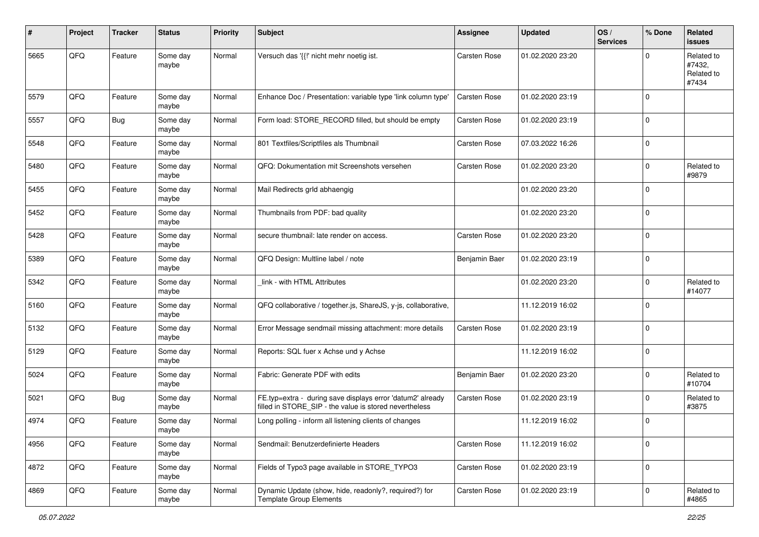| # | Project | Tracker | Status | Priority | Subject | Assignee | Updated | OS / Services | % Done | Related issues |
|---|---|---|---|---|---|---|---|---|---|---|
| 5665 | QFQ | Feature | Some day maybe | Normal | Versuch das '{{!' nicht mehr noetig ist. | Carsten Rose | 01.02.2020 23:20 | | 0 | Related to #7432, Related to #7434 |
| 5579 | QFQ | Feature | Some day maybe | Normal | Enhance Doc / Presentation: variable type 'link column type' | Carsten Rose | 01.02.2020 23:19 | | 0 | |
| 5557 | QFQ | Bug | Some day maybe | Normal | Form load: STORE_RECORD filled, but should be empty | Carsten Rose | 01.02.2020 23:19 | | 0 | |
| 5548 | QFQ | Feature | Some day maybe | Normal | 801 Textfiles/Scriptfiles als Thumbnail | Carsten Rose | 07.03.2022 16:26 | | 0 | |
| 5480 | QFQ | Feature | Some day maybe | Normal | QFQ: Dokumentation mit Screenshots versehen | Carsten Rose | 01.02.2020 23:20 | | 0 | Related to #9879 |
| 5455 | QFQ | Feature | Some day maybe | Normal | Mail Redirects grId abhaengig | | 01.02.2020 23:20 | | 0 | |
| 5452 | QFQ | Feature | Some day maybe | Normal | Thumbnails from PDF: bad quality | | 01.02.2020 23:20 | | 0 | |
| 5428 | QFQ | Feature | Some day maybe | Normal | secure thumbnail: late render on access. | Carsten Rose | 01.02.2020 23:20 | | 0 | |
| 5389 | QFQ | Feature | Some day maybe | Normal | QFQ Design: Multline label / note | Benjamin Baer | 01.02.2020 23:19 | | 0 | |
| 5342 | QFQ | Feature | Some day maybe | Normal | _link - with HTML Attributes | | 01.02.2020 23:20 | | 0 | Related to #14077 |
| 5160 | QFQ | Feature | Some day maybe | Normal | QFQ collaborative / together.js, ShareJS, y-js, collaborative, | | 11.12.2019 16:02 | | 0 | |
| 5132 | QFQ | Feature | Some day maybe | Normal | Error Message sendmail missing attachment: more details | Carsten Rose | 01.02.2020 23:19 | | 0 | |
| 5129 | QFQ | Feature | Some day maybe | Normal | Reports: SQL fuer x Achse und y Achse | | 11.12.2019 16:02 | | 0 | |
| 5024 | QFQ | Feature | Some day maybe | Normal | Fabric: Generate PDF with edits | Benjamin Baer | 01.02.2020 23:20 | | 0 | Related to #10704 |
| 5021 | QFQ | Bug | Some day maybe | Normal | FE.typ=extra - during save displays error 'datum2' already filled in STORE_SIP - the value is stored nevertheless | Carsten Rose | 01.02.2020 23:19 | | 0 | Related to #3875 |
| 4974 | QFQ | Feature | Some day maybe | Normal | Long polling - inform all listening clients of changes | | 11.12.2019 16:02 | | 0 | |
| 4956 | QFQ | Feature | Some day maybe | Normal | Sendmail: Benutzerdefinierte Headers | Carsten Rose | 11.12.2019 16:02 | | 0 | |
| 4872 | QFQ | Feature | Some day maybe | Normal | Fields of Typo3 page available in STORE_TYPO3 | Carsten Rose | 01.02.2020 23:19 | | 0 | |
| 4869 | QFQ | Feature | Some day maybe | Normal | Dynamic Update (show, hide, readonly?, required?) for Template Group Elements | Carsten Rose | 01.02.2020 23:19 | | 0 | Related to #4865 |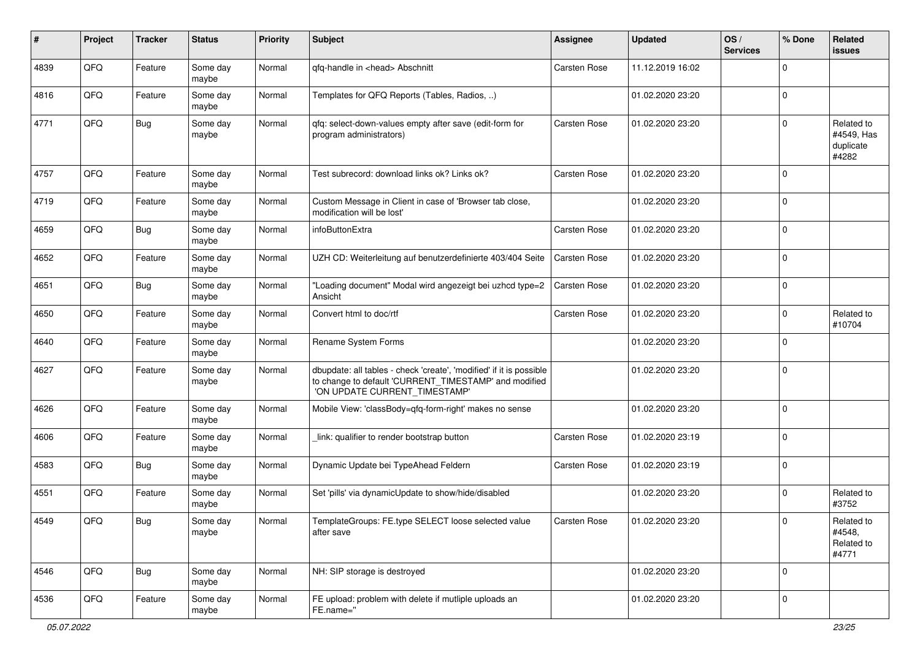| # | Project | Tracker | Status | Priority | Subject | Assignee | Updated | OS / Services | % Done | Related issues |
|---|---|---|---|---|---|---|---|---|---|---|
| 4839 | QFQ | Feature | Some day maybe | Normal | qfq-handle in <head> Abschnitt | Carsten Rose | 11.12.2019 16:02 | | 0 | |
| 4816 | QFQ | Feature | Some day maybe | Normal | Templates for QFQ Reports (Tables, Radios, ..) | | 01.02.2020 23:20 | | 0 | |
| 4771 | QFQ | Bug | Some day maybe | Normal | qfq: select-down-values empty after save (edit-form for program administrators) | Carsten Rose | 01.02.2020 23:20 | | 0 | Related to #4549, Has duplicate #4282 |
| 4757 | QFQ | Feature | Some day maybe | Normal | Test subrecord: download links ok? Links ok? | Carsten Rose | 01.02.2020 23:20 | | 0 | |
| 4719 | QFQ | Feature | Some day maybe | Normal | Custom Message in Client in case of 'Browser tab close, modification will be lost' | | 01.02.2020 23:20 | | 0 | |
| 4659 | QFQ | Bug | Some day maybe | Normal | infoButtonExtra | Carsten Rose | 01.02.2020 23:20 | | 0 | |
| 4652 | QFQ | Feature | Some day maybe | Normal | UZH CD: Weiterleitung auf benutzerdefinierte 403/404 Seite | Carsten Rose | 01.02.2020 23:20 | | 0 | |
| 4651 | QFQ | Bug | Some day maybe | Normal | "Loading document" Modal wird angezeigt bei uzhcd type=2 Ansicht | Carsten Rose | 01.02.2020 23:20 | | 0 | |
| 4650 | QFQ | Feature | Some day maybe | Normal | Convert html to doc/rtf | Carsten Rose | 01.02.2020 23:20 | | 0 | Related to #10704 |
| 4640 | QFQ | Feature | Some day maybe | Normal | Rename System Forms | | 01.02.2020 23:20 | | 0 | |
| 4627 | QFQ | Feature | Some day maybe | Normal | dbupdate: all tables - check 'create', 'modified' if it is possible to change to default 'CURRENT_TIMESTAMP' and modified 'ON UPDATE CURRENT_TIMESTAMP' | | 01.02.2020 23:20 | | 0 | |
| 4626 | QFQ | Feature | Some day maybe | Normal | Mobile View: 'classBody=qfq-form-right' makes no sense | | 01.02.2020 23:20 | | 0 | |
| 4606 | QFQ | Feature | Some day maybe | Normal | _link: qualifier to render bootstrap button | Carsten Rose | 01.02.2020 23:19 | | 0 | |
| 4583 | QFQ | Bug | Some day maybe | Normal | Dynamic Update bei TypeAhead Feldern | Carsten Rose | 01.02.2020 23:19 | | 0 | |
| 4551 | QFQ | Feature | Some day maybe | Normal | Set 'pills' via dynamicUpdate to show/hide/disabled | | 01.02.2020 23:20 | | 0 | Related to #3752 |
| 4549 | QFQ | Bug | Some day maybe | Normal | TemplateGroups: FE.type SELECT loose selected value after save | Carsten Rose | 01.02.2020 23:20 | | 0 | Related to #4548, Related to #4771 |
| 4546 | QFQ | Bug | Some day maybe | Normal | NH: SIP storage is destroyed | | 01.02.2020 23:20 | | 0 | |
| 4536 | QFQ | Feature | Some day maybe | Normal | FE upload: problem with delete if mutliple uploads an FE.name='' | | 01.02.2020 23:20 | | 0 | |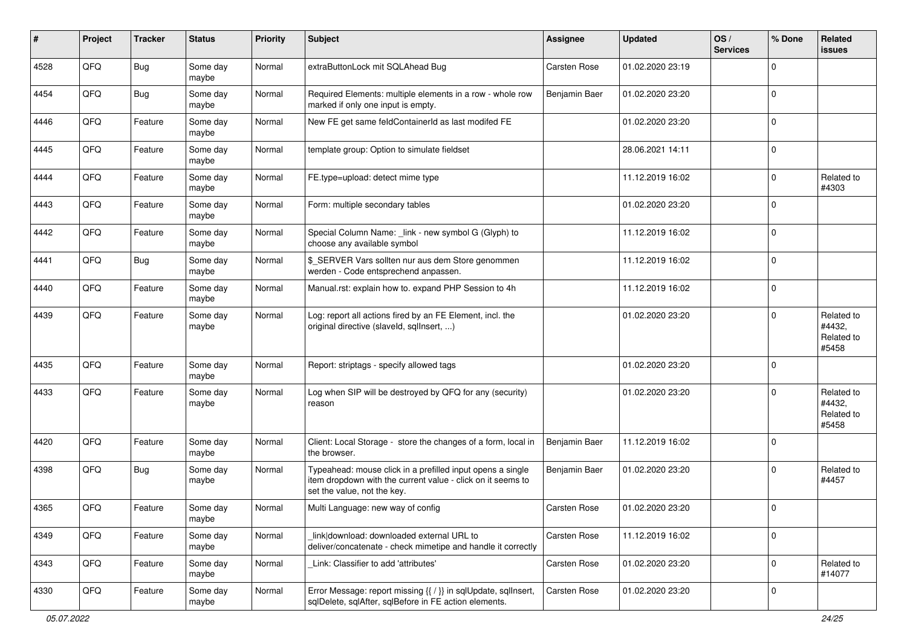| # | Project | Tracker | Status | Priority | Subject | Assignee | Updated | OS / Services | % Done | Related issues |
|---|---|---|---|---|---|---|---|---|---|---|
| 4528 | QFQ | Bug | Some day maybe | Normal | extraButtonLock mit SQLAhead Bug | Carsten Rose | 01.02.2020 23:19 | | 0 | |
| 4454 | QFQ | Bug | Some day maybe | Normal | Required Elements: multiple elements in a row - whole row marked if only one input is empty. | Benjamin Baer | 01.02.2020 23:20 | | 0 | |
| 4446 | QFQ | Feature | Some day maybe | Normal | New FE get same feldContainerId as last modifed FE | | 01.02.2020 23:20 | | 0 | |
| 4445 | QFQ | Feature | Some day maybe | Normal | template group: Option to simulate fieldset | | 28.06.2021 14:11 | | 0 | |
| 4444 | QFQ | Feature | Some day maybe | Normal | FE.type=upload: detect mime type | | 11.12.2019 16:02 | | 0 | Related to #4303 |
| 4443 | QFQ | Feature | Some day maybe | Normal | Form: multiple secondary tables | | 01.02.2020 23:20 | | 0 | |
| 4442 | QFQ | Feature | Some day maybe | Normal | Special Column Name: _link - new symbol G (Glyph) to choose any available symbol | | 11.12.2019 16:02 | | 0 | |
| 4441 | QFQ | Bug | Some day maybe | Normal | $_SERVER Vars sollten nur aus dem Store genommen werden - Code entsprechend anpassen. | | 11.12.2019 16:02 | | 0 | |
| 4440 | QFQ | Feature | Some day maybe | Normal | Manual.rst: explain how to. expand PHP Session to 4h | | 11.12.2019 16:02 | | 0 | |
| 4439 | QFQ | Feature | Some day maybe | Normal | Log: report all actions fired by an FE Element, incl. the original directive (slaveId, sqlInsert, ...) | | 01.02.2020 23:20 | | 0 | Related to #4432, Related to #5458 |
| 4435 | QFQ | Feature | Some day maybe | Normal | Report: striptags - specify allowed tags | | 01.02.2020 23:20 | | 0 | |
| 4433 | QFQ | Feature | Some day maybe | Normal | Log when SIP will be destroyed by QFQ for any (security) reason | | 01.02.2020 23:20 | | 0 | Related to #4432, Related to #5458 |
| 4420 | QFQ | Feature | Some day maybe | Normal | Client: Local Storage - store the changes of a form, local in the browser. | Benjamin Baer | 11.12.2019 16:02 | | 0 | |
| 4398 | QFQ | Bug | Some day maybe | Normal | Typeahead: mouse click in a prefilled input opens a single item dropdown with the current value - click on it seems to set the value, not the key. | Benjamin Baer | 01.02.2020 23:20 | | 0 | Related to #4457 |
| 4365 | QFQ | Feature | Some day maybe | Normal | Multi Language: new way of config | Carsten Rose | 01.02.2020 23:20 | | 0 | |
| 4349 | QFQ | Feature | Some day maybe | Normal | _link\|download: downloaded external URL to deliver/concatenate - check mimetipe and handle it correctly | Carsten Rose | 11.12.2019 16:02 | | 0 | |
| 4343 | QFQ | Feature | Some day maybe | Normal | _Link: Classifier to add 'attributes' | Carsten Rose | 01.02.2020 23:20 | | 0 | Related to #14077 |
| 4330 | QFQ | Feature | Some day maybe | Normal | Error Message: report missing {{ / }} in sqlUpdate, sqlInsert, sqlDelete, sqlAfter, sqlBefore in FE action elements. | Carsten Rose | 01.02.2020 23:20 | | 0 | |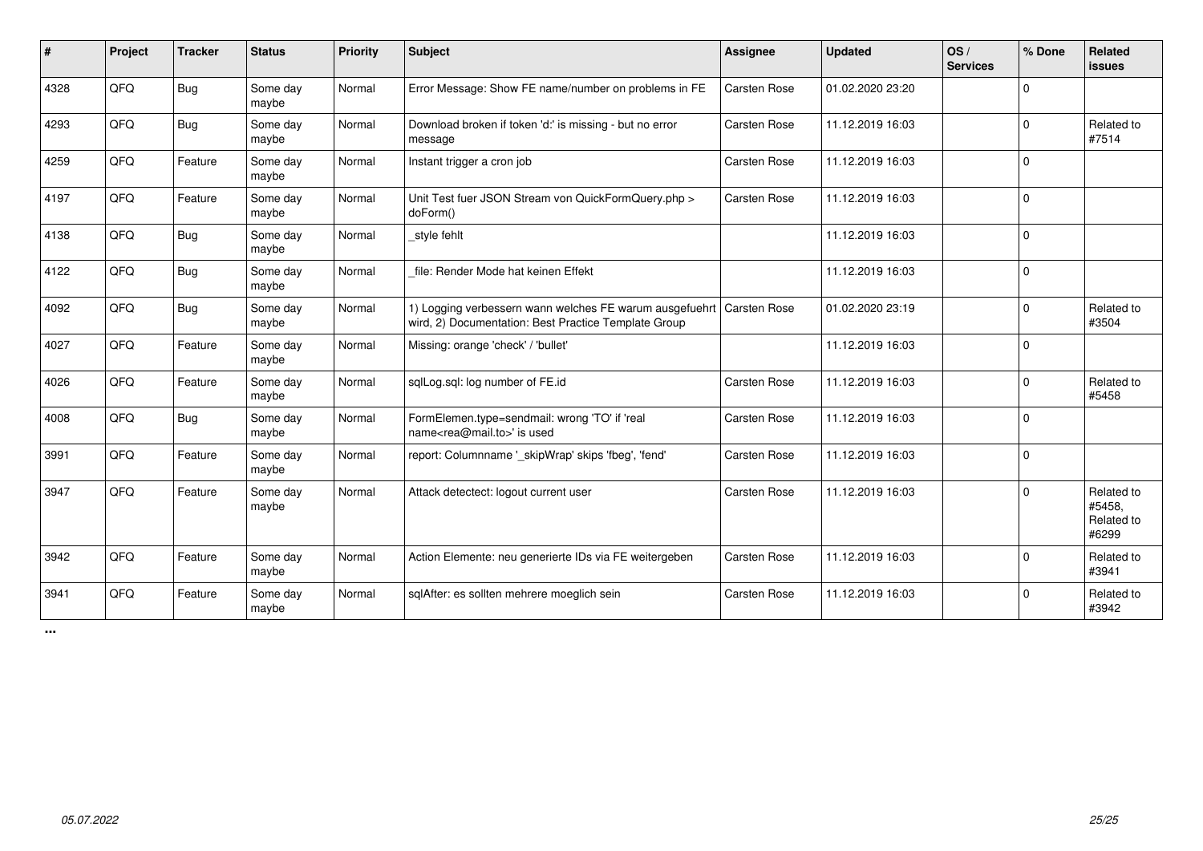| # | Project | Tracker | Status | Priority | Subject | Assignee | Updated | OS / Services | % Done | Related issues |
|---|---|---|---|---|---|---|---|---|---|---|
| 4328 | QFQ | Bug | Some day maybe | Normal | Error Message: Show FE name/number on problems in FE | Carsten Rose | 01.02.2020 23:20 | | 0 | |
| 4293 | QFQ | Bug | Some day maybe | Normal | Download broken if token 'd:' is missing - but no error message | Carsten Rose | 11.12.2019 16:03 | | 0 | Related to #7514 |
| 4259 | QFQ | Feature | Some day maybe | Normal | Instant trigger a cron job | Carsten Rose | 11.12.2019 16:03 | | 0 | |
| 4197 | QFQ | Feature | Some day maybe | Normal | Unit Test fuer JSON Stream von QuickFormQuery.php > doForm() | Carsten Rose | 11.12.2019 16:03 | | 0 | |
| 4138 | QFQ | Bug | Some day maybe | Normal | _style fehlt | | 11.12.2019 16:03 | | 0 | |
| 4122 | QFQ | Bug | Some day maybe | Normal | _file: Render Mode hat keinen Effekt | | 11.12.2019 16:03 | | 0 | |
| 4092 | QFQ | Bug | Some day maybe | Normal | 1) Logging verbessern wann welches FE warum ausgefuehrt wird, 2) Documentation: Best Practice Template Group | Carsten Rose | 01.02.2020 23:19 | | 0 | Related to #3504 |
| 4027 | QFQ | Feature | Some day maybe | Normal | Missing: orange 'check' / 'bullet' | | 11.12.2019 16:03 | | 0 | |
| 4026 | QFQ | Feature | Some day maybe | Normal | sqlLog.sql: log number of FE.id | Carsten Rose | 11.12.2019 16:03 | | 0 | Related to #5458 |
| 4008 | QFQ | Bug | Some day maybe | Normal | FormElemen.type=sendmail: wrong 'TO' if 'real name<rea@mail.to>' is used | Carsten Rose | 11.12.2019 16:03 | | 0 | |
| 3991 | QFQ | Feature | Some day maybe | Normal | report: Columnname '_skipWrap' skips 'fbeg', 'fend' | Carsten Rose | 11.12.2019 16:03 | | 0 | |
| 3947 | QFQ | Feature | Some day maybe | Normal | Attack detectect: logout current user | Carsten Rose | 11.12.2019 16:03 | | 0 | Related to #5458, Related to #6299 |
| 3942 | QFQ | Feature | Some day maybe | Normal | Action Elemente: neu generierte IDs via FE weitergeben | Carsten Rose | 11.12.2019 16:03 | | 0 | Related to #3941 |
| 3941 | QFQ | Feature | Some day maybe | Normal | sqlAfter: es sollten mehrere moeglich sein | Carsten Rose | 11.12.2019 16:03 | | 0 | Related to #3942 |

...